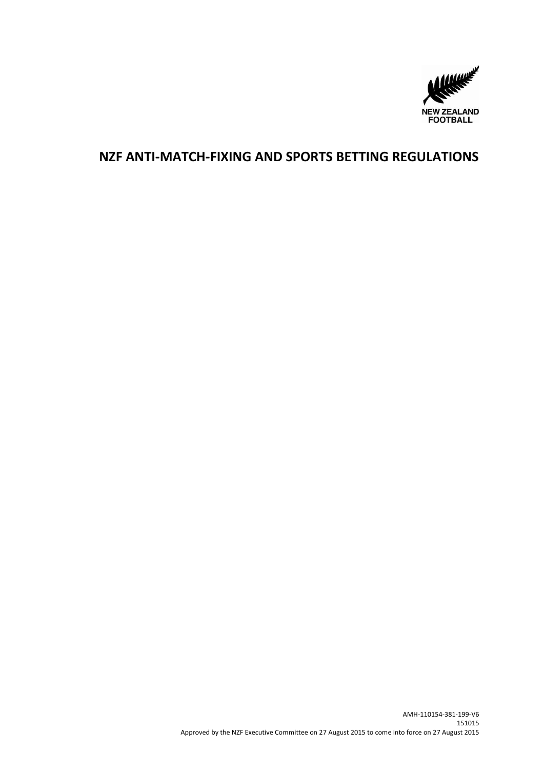NEW ZEALAND FOOTBALL

# NZF ANTI-MATCH-FIXING AND SPORTS BETTING REGULATIONS

AMH-110154-381-199-V6
151015
Approved by the NZF Executive Committee on 27 August 2015 to come into force on 27 August 2015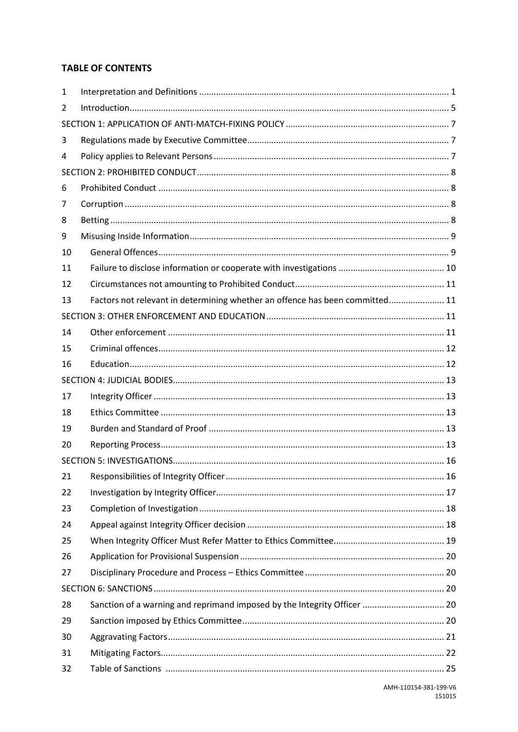**TABLE OF CONTENTS**

| | | |
|---|---|---|
| 1 | Interpretation and Definitions | 1 |
| 2 | Introduction | 5 |
| SECTION 1: APPLICATION OF ANTI-MATCH-FIXING POLICY | | 7 |
| 3 | Regulations made by Executive Committee | 7 |
| 4 | Policy applies to Relevant Persons | 7 |
| SECTION 2: PROHIBITED CONDUCT | | 8 |
| 6 | Prohibited Conduct | 8 |
| 7 | Corruption | 8 |
| 8 | Betting | 8 |
| 9 | Misusing Inside Information | 9 |
| 10 | General Offences | 9 |
| 11 | Failure to disclose information or cooperate with investigations | 10 |
| 12 | Circumstances not amounting to Prohibited Conduct | 11 |
| 13 | Factors not relevant in determining whether an offence has been committed | 11 |
| SECTION 3: OTHER ENFORCEMENT AND EDUCATION | | 11 |
| 14 | Other enforcement | 11 |
| 15 | Criminal offences | 12 |
| 16 | Education | 12 |
| SECTION 4: JUDICIAL BODIES | | 13 |
| 17 | Integrity Officer | 13 |
| 18 | Ethics Committee | 13 |
| 19 | Burden and Standard of Proof | 13 |
| 20 | Reporting Process | 13 |
| SECTION 5: INVESTIGATIONS | | 16 |
| 21 | Responsibilities of Integrity Officer | 16 |
| 22 | Investigation by Integrity Officer | 17 |
| 23 | Completion of Investigation | 18 |
| 24 | Appeal against Integrity Officer decision | 18 |
| 25 | When Integrity Officer Must Refer Matter to Ethics Committee | 19 |
| 26 | Application for Provisional Suspension | 20 |
| 27 | Disciplinary Procedure and Process – Ethics Committee | 20 |
| SECTION 6: SANCTIONS | | 20 |
| 28 | Sanction of a warning and reprimand imposed by the Integrity Officer | 20 |
| 29 | Sanction imposed by Ethics Committee | 20 |
| 30 | Aggravating Factors | 21 |
| 31 | Mitigating Factors | 22 |
| 32 | Table of Sanctions | 25 |

AMH-110154-381-199-V6
151015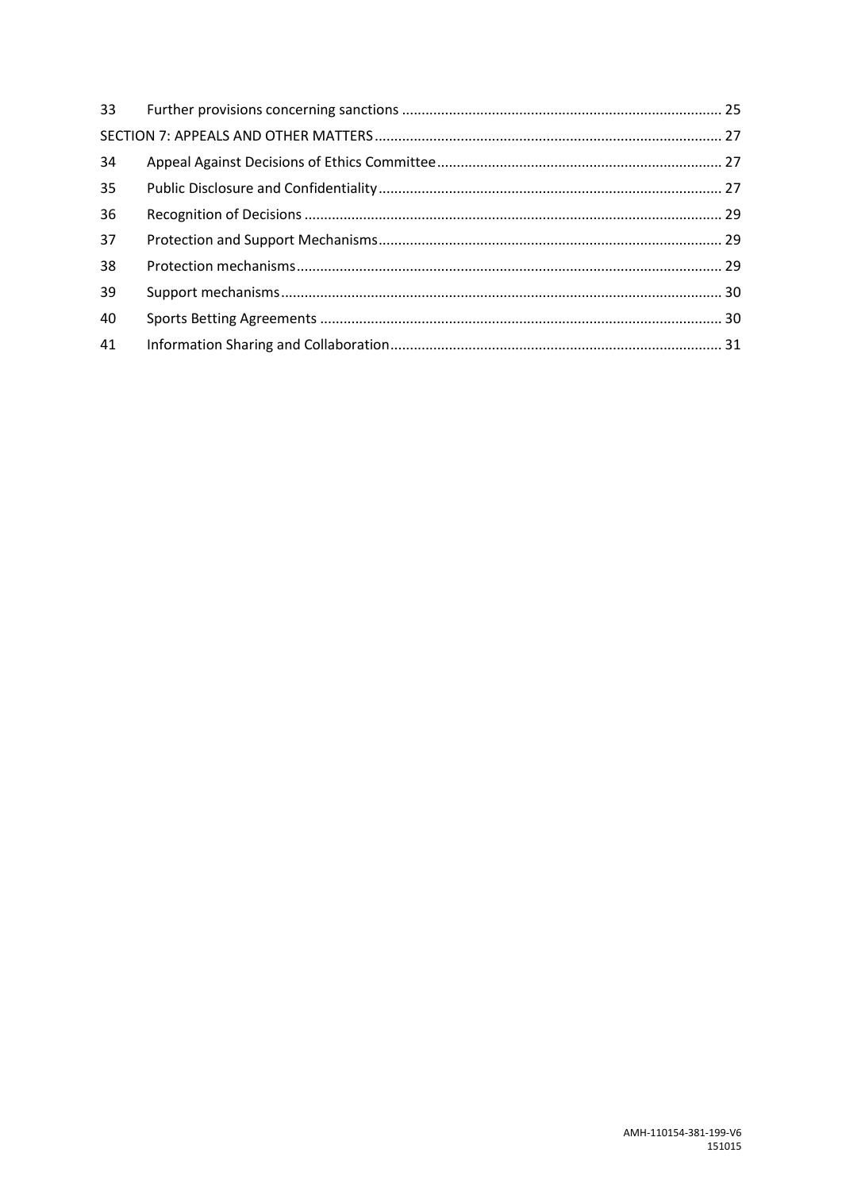| | | |
|---|---|---|
| 33 | Further provisions concerning sanctions | 25 |
| SECTION 7: APPEALS AND OTHER MATTERS | | 27 |
| 34 | Appeal Against Decisions of Ethics Committee | 27 |
| 35 | Public Disclosure and Confidentiality | 27 |
| 36 | Recognition of Decisions | 29 |
| 37 | Protection and Support Mechanisms | 29 |
| 38 | Protection mechanisms | 29 |
| 39 | Support mechanisms | 30 |
| 40 | Sports Betting Agreements | 30 |
| 41 | Information Sharing and Collaboration | 31 |

AMH-110154-381-199-V6
151015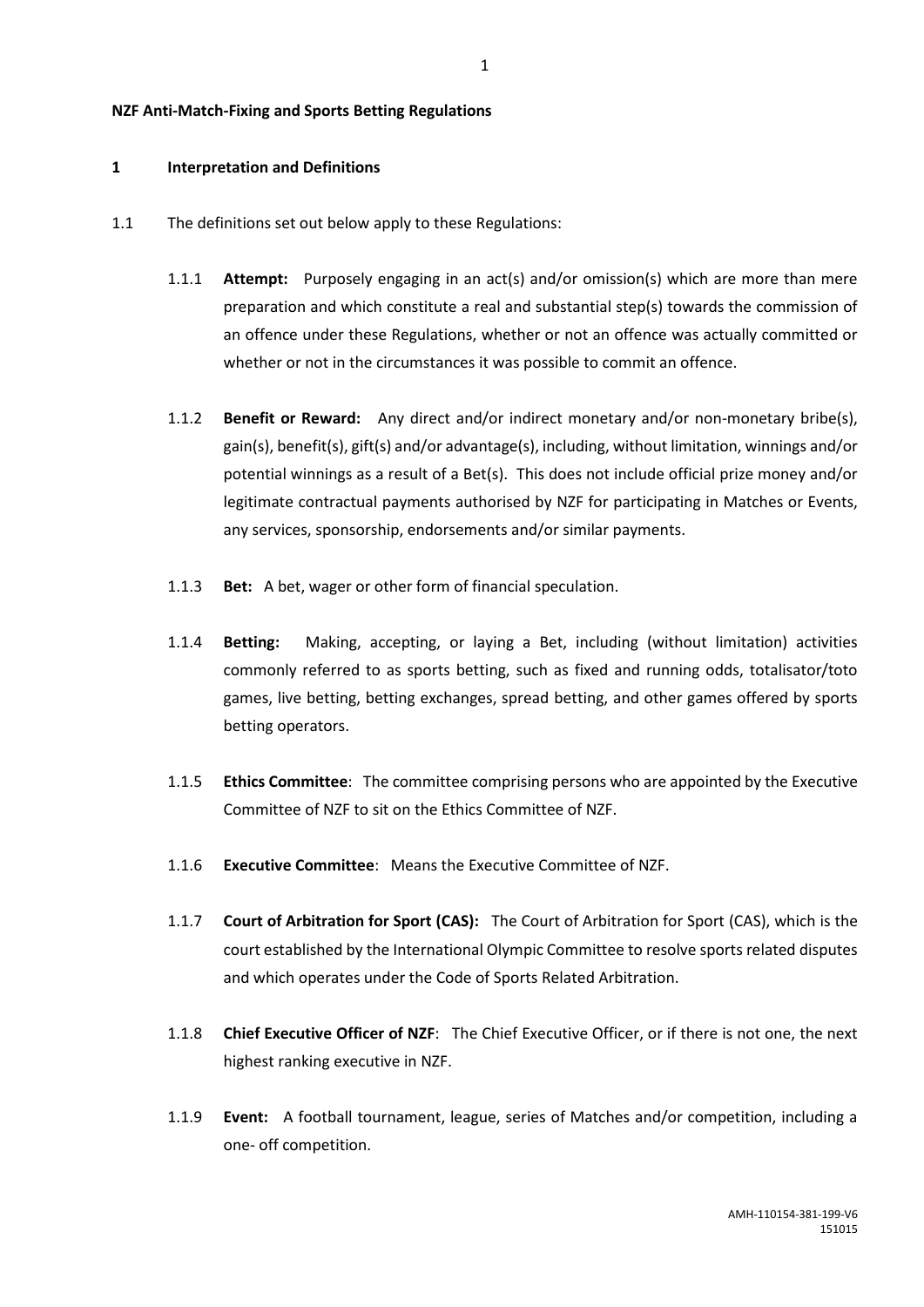**NZF Anti-Match-Fixing and Sports Betting Regulations**

## 1 Interpretation and Definitions

1.1 The definitions set out below apply to these Regulations:

1.1.1 **Attempt:** Purposely engaging in an act(s) and/or omission(s) which are more than mere preparation and which constitute a real and substantial step(s) towards the commission of an offence under these Regulations, whether or not an offence was actually committed or whether or not in the circumstances it was possible to commit an offence.

1.1.2 **Benefit or Reward:** Any direct and/or indirect monetary and/or non-monetary bribe(s), gain(s), benefit(s), gift(s) and/or advantage(s), including, without limitation, winnings and/or potential winnings as a result of a Bet(s). This does not include official prize money and/or legitimate contractual payments authorised by NZF for participating in Matches or Events, any services, sponsorship, endorsements and/or similar payments.

1.1.3 **Bet:** A bet, wager or other form of financial speculation.

1.1.4 **Betting:** Making, accepting, or laying a Bet, including (without limitation) activities commonly referred to as sports betting, such as fixed and running odds, totalisator/toto games, live betting, betting exchanges, spread betting, and other games offered by sports betting operators.

1.1.5 **Ethics Committee**: The committee comprising persons who are appointed by the Executive Committee of NZF to sit on the Ethics Committee of NZF.

1.1.6 **Executive Committee**: Means the Executive Committee of NZF.

1.1.7 **Court of Arbitration for Sport (CAS):** The Court of Arbitration for Sport (CAS), which is the court established by the International Olympic Committee to resolve sports related disputes and which operates under the Code of Sports Related Arbitration.

1.1.8 **Chief Executive Officer of NZF**: The Chief Executive Officer, or if there is not one, the next highest ranking executive in NZF.

1.1.9 **Event:** A football tournament, league, series of Matches and/or competition, including a one- off competition.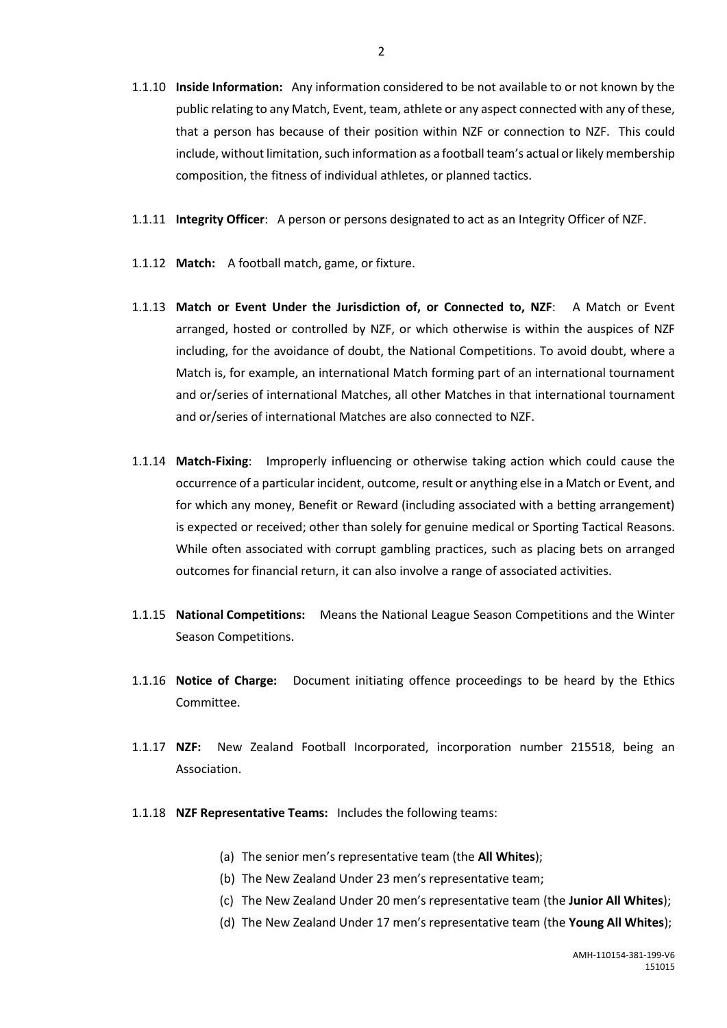1.1.10 **Inside Information:** Any information considered to be not available to or not known by the public relating to any Match, Event, team, athlete or any aspect connected with any of these, that a person has because of their position within NZF or connection to NZF. This could include, without limitation, such information as a football team's actual or likely membership composition, the fitness of individual athletes, or planned tactics.

1.1.11 **Integrity Officer**: A person or persons designated to act as an Integrity Officer of NZF.

1.1.12 **Match:** A football match, game, or fixture.

1.1.13 **Match or Event Under the Jurisdiction of, or Connected to, NZF**: A Match or Event arranged, hosted or controlled by NZF, or which otherwise is within the auspices of NZF including, for the avoidance of doubt, the National Competitions. To avoid doubt, where a Match is, for example, an international Match forming part of an international tournament and or/series of international Matches, all other Matches in that international tournament and or/series of international Matches are also connected to NZF.

1.1.14 **Match-Fixing**: Improperly influencing or otherwise taking action which could cause the occurrence of a particular incident, outcome, result or anything else in a Match or Event, and for which any money, Benefit or Reward (including associated with a betting arrangement) is expected or received; other than solely for genuine medical or Sporting Tactical Reasons. While often associated with corrupt gambling practices, such as placing bets on arranged outcomes for financial return, it can also involve a range of associated activities.

1.1.15 **National Competitions:** Means the National League Season Competitions and the Winter Season Competitions.

1.1.16 **Notice of Charge:** Document initiating offence proceedings to be heard by the Ethics Committee.

1.1.17 **NZF:** New Zealand Football Incorporated, incorporation number 215518, being an Association.

1.1.18 **NZF Representative Teams:** Includes the following teams:

(a) The senior men's representative team (the **All Whites**);
(b) The New Zealand Under 23 men's representative team;
(c) The New Zealand Under 20 men's representative team (the **Junior All Whites**);
(d) The New Zealand Under 17 men's representative team (the **Young All Whites**);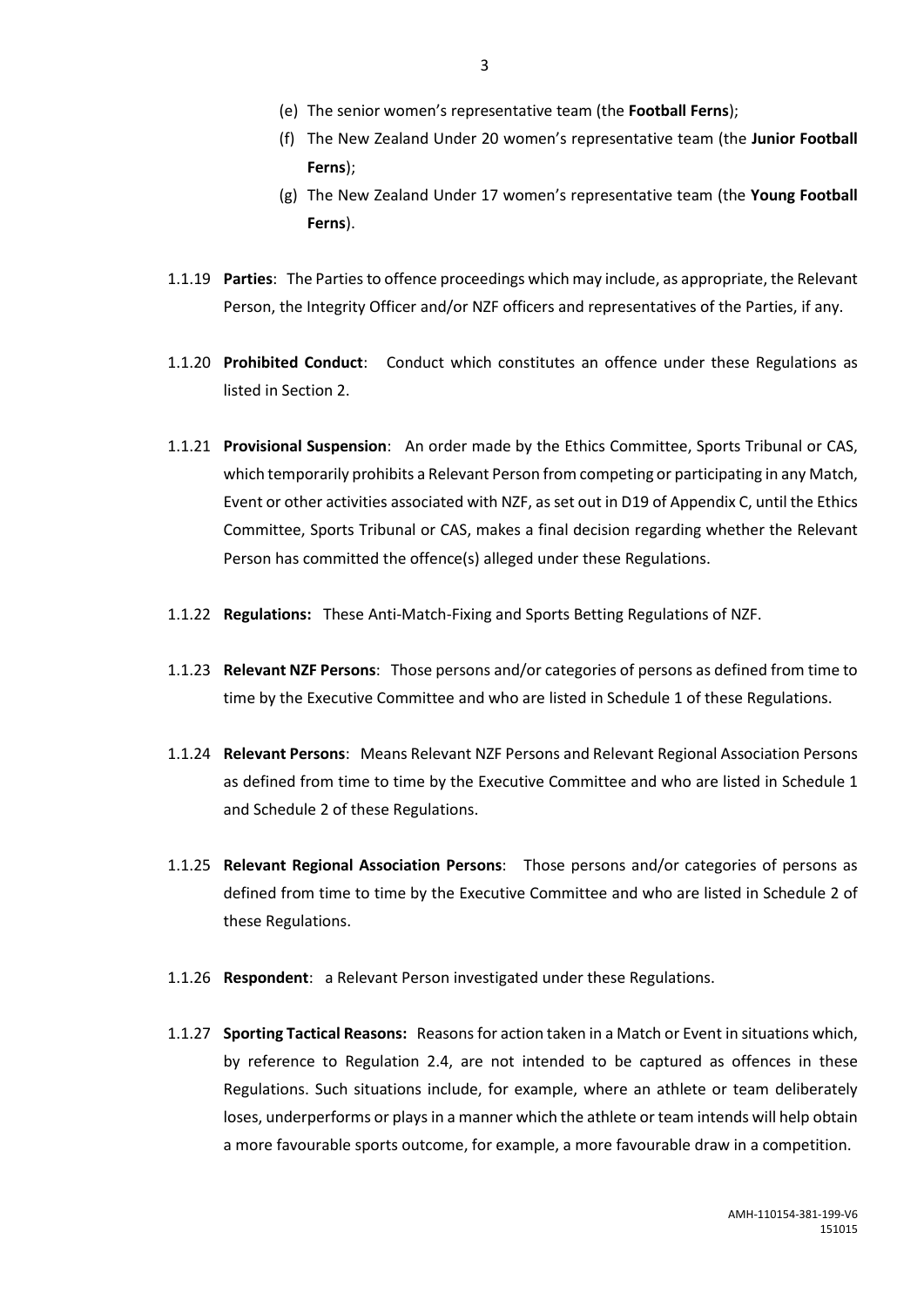(e) The senior women's representative team (the **Football Ferns**);

(f) The New Zealand Under 20 women's representative team (the **Junior Football Ferns**);

(g) The New Zealand Under 17 women's representative team (the **Young Football Ferns**).

1.1.19 **Parties**: The Parties to offence proceedings which may include, as appropriate, the Relevant Person, the Integrity Officer and/or NZF officers and representatives of the Parties, if any.

1.1.20 **Prohibited Conduct**: Conduct which constitutes an offence under these Regulations as listed in Section 2.

1.1.21 **Provisional Suspension**: An order made by the Ethics Committee, Sports Tribunal or CAS, which temporarily prohibits a Relevant Person from competing or participating in any Match, Event or other activities associated with NZF, as set out in D19 of Appendix C, until the Ethics Committee, Sports Tribunal or CAS, makes a final decision regarding whether the Relevant Person has committed the offence(s) alleged under these Regulations.

1.1.22 **Regulations:** These Anti-Match-Fixing and Sports Betting Regulations of NZF.

1.1.23 **Relevant NZF Persons**: Those persons and/or categories of persons as defined from time to time by the Executive Committee and who are listed in Schedule 1 of these Regulations.

1.1.24 **Relevant Persons**: Means Relevant NZF Persons and Relevant Regional Association Persons as defined from time to time by the Executive Committee and who are listed in Schedule 1 and Schedule 2 of these Regulations.

1.1.25 **Relevant Regional Association Persons**: Those persons and/or categories of persons as defined from time to time by the Executive Committee and who are listed in Schedule 2 of these Regulations.

1.1.26 **Respondent**: a Relevant Person investigated under these Regulations.

1.1.27 **Sporting Tactical Reasons:** Reasons for action taken in a Match or Event in situations which, by reference to Regulation 2.4, are not intended to be captured as offences in these Regulations. Such situations include, for example, where an athlete or team deliberately loses, underperforms or plays in a manner which the athlete or team intends will help obtain a more favourable sports outcome, for example, a more favourable draw in a competition.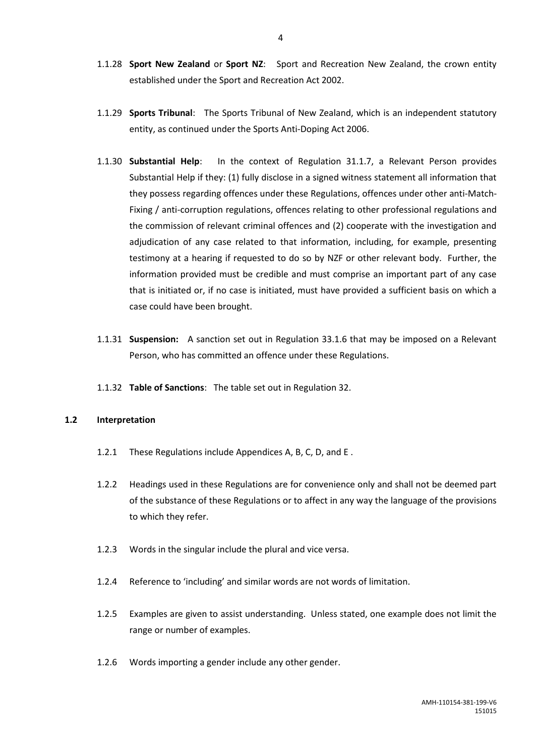1.1.28 **Sport New Zealand** or **Sport NZ**: Sport and Recreation New Zealand, the crown entity established under the Sport and Recreation Act 2002.

1.1.29 **Sports Tribunal**: The Sports Tribunal of New Zealand, which is an independent statutory entity, as continued under the Sports Anti-Doping Act 2006.

1.1.30 **Substantial Help**: In the context of Regulation 31.1.7, a Relevant Person provides Substantial Help if they: (1) fully disclose in a signed witness statement all information that they possess regarding offences under these Regulations, offences under other anti-Match-Fixing / anti-corruption regulations, offences relating to other professional regulations and the commission of relevant criminal offences and (2) cooperate with the investigation and adjudication of any case related to that information, including, for example, presenting testimony at a hearing if requested to do so by NZF or other relevant body. Further, the information provided must be credible and must comprise an important part of any case that is initiated or, if no case is initiated, must have provided a sufficient basis on which a case could have been brought.

1.1.31 **Suspension:** A sanction set out in Regulation 33.1.6 that may be imposed on a Relevant Person, who has committed an offence under these Regulations.

1.1.32 **Table of Sanctions**: The table set out in Regulation 32.

**1.2 Interpretation**

1.2.1 These Regulations include Appendices A, B, C, D, and E .

1.2.2 Headings used in these Regulations are for convenience only and shall not be deemed part of the substance of these Regulations or to affect in any way the language of the provisions to which they refer.

1.2.3 Words in the singular include the plural and vice versa.

1.2.4 Reference to 'including' and similar words are not words of limitation.

1.2.5 Examples are given to assist understanding. Unless stated, one example does not limit the range or number of examples.

1.2.6 Words importing a gender include any other gender.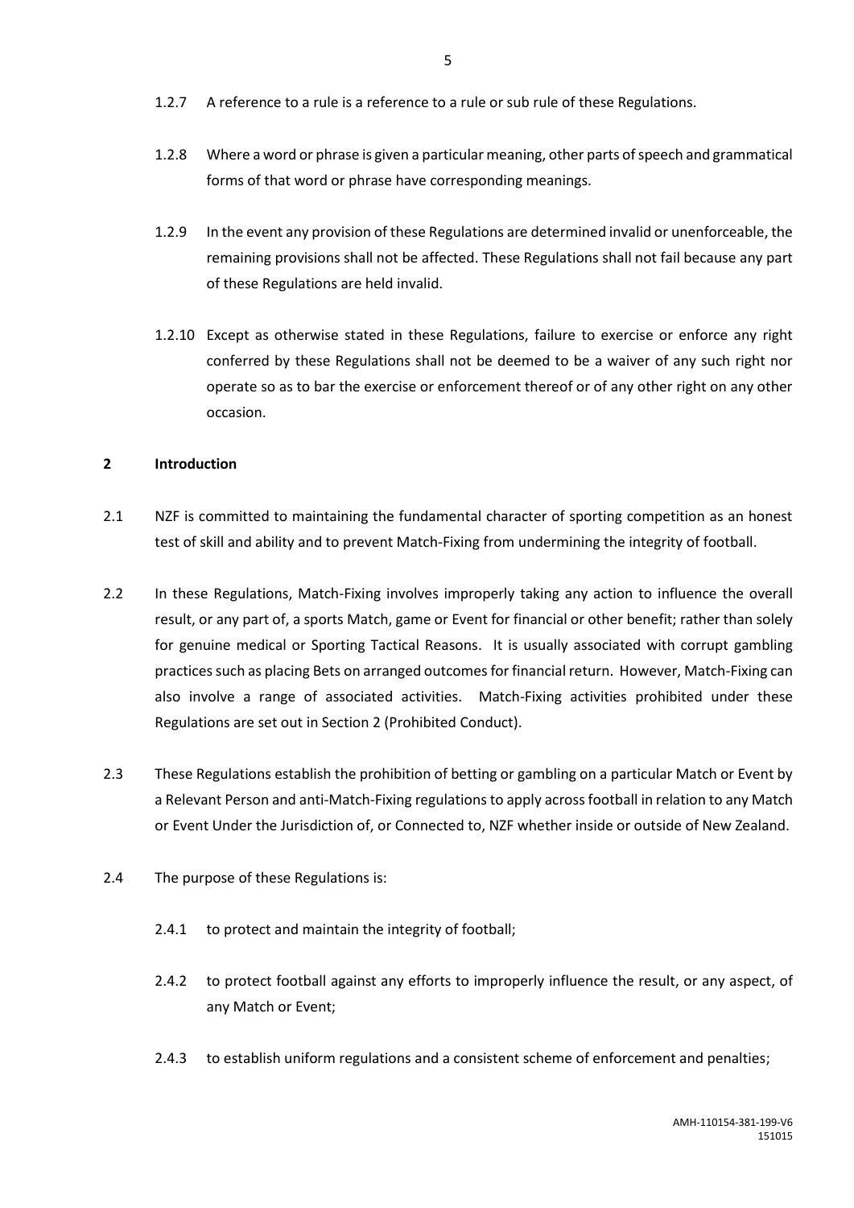1.2.7 A reference to a rule is a reference to a rule or sub rule of these Regulations.

1.2.8 Where a word or phrase is given a particular meaning, other parts of speech and grammatical forms of that word or phrase have corresponding meanings.

1.2.9 In the event any provision of these Regulations are determined invalid or unenforceable, the remaining provisions shall not be affected. These Regulations shall not fail because any part of these Regulations are held invalid.

1.2.10 Except as otherwise stated in these Regulations, failure to exercise or enforce any right conferred by these Regulations shall not be deemed to be a waiver of any such right nor operate so as to bar the exercise or enforcement thereof or of any other right on any other occasion.

## 2 Introduction

2.1 NZF is committed to maintaining the fundamental character of sporting competition as an honest test of skill and ability and to prevent Match-Fixing from undermining the integrity of football.

2.2 In these Regulations, Match-Fixing involves improperly taking any action to influence the overall result, or any part of, a sports Match, game or Event for financial or other benefit; rather than solely for genuine medical or Sporting Tactical Reasons. It is usually associated with corrupt gambling practices such as placing Bets on arranged outcomes for financial return. However, Match-Fixing can also involve a range of associated activities. Match-Fixing activities prohibited under these Regulations are set out in Section 2 (Prohibited Conduct).

2.3 These Regulations establish the prohibition of betting or gambling on a particular Match or Event by a Relevant Person and anti-Match-Fixing regulations to apply across football in relation to any Match or Event Under the Jurisdiction of, or Connected to, NZF whether inside or outside of New Zealand.

2.4 The purpose of these Regulations is:

2.4.1 to protect and maintain the integrity of football;

2.4.2 to protect football against any efforts to improperly influence the result, or any aspect, of any Match or Event;

2.4.3 to establish uniform regulations and a consistent scheme of enforcement and penalties;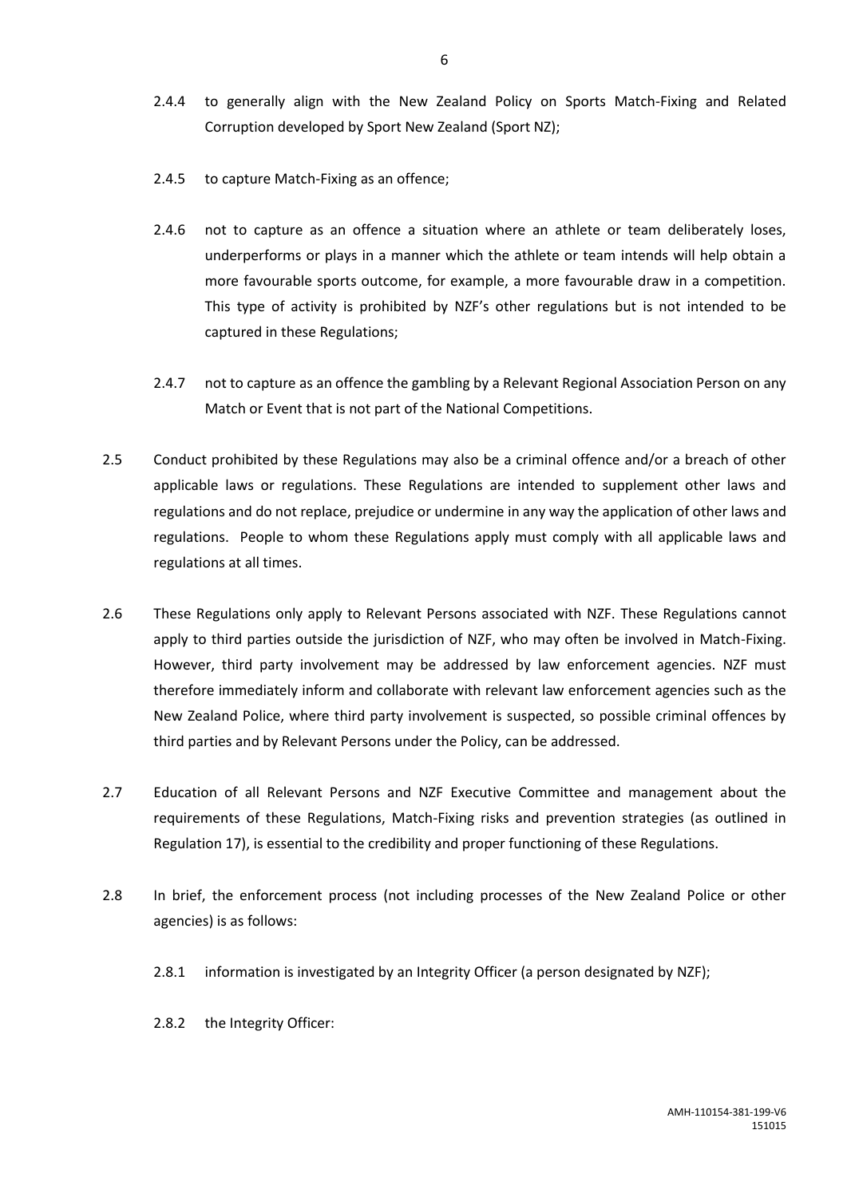2.4.4 to generally align with the New Zealand Policy on Sports Match-Fixing and Related Corruption developed by Sport New Zealand (Sport NZ);

2.4.5 to capture Match-Fixing as an offence;

2.4.6 not to capture as an offence a situation where an athlete or team deliberately loses, underperforms or plays in a manner which the athlete or team intends will help obtain a more favourable sports outcome, for example, a more favourable draw in a competition. This type of activity is prohibited by NZF's other regulations but is not intended to be captured in these Regulations;

2.4.7 not to capture as an offence the gambling by a Relevant Regional Association Person on any Match or Event that is not part of the National Competitions.

2.5 Conduct prohibited by these Regulations may also be a criminal offence and/or a breach of other applicable laws or regulations. These Regulations are intended to supplement other laws and regulations and do not replace, prejudice or undermine in any way the application of other laws and regulations. People to whom these Regulations apply must comply with all applicable laws and regulations at all times.

2.6 These Regulations only apply to Relevant Persons associated with NZF. These Regulations cannot apply to third parties outside the jurisdiction of NZF, who may often be involved in Match-Fixing. However, third party involvement may be addressed by law enforcement agencies. NZF must therefore immediately inform and collaborate with relevant law enforcement agencies such as the New Zealand Police, where third party involvement is suspected, so possible criminal offences by third parties and by Relevant Persons under the Policy, can be addressed.

2.7 Education of all Relevant Persons and NZF Executive Committee and management about the requirements of these Regulations, Match-Fixing risks and prevention strategies (as outlined in Regulation 17), is essential to the credibility and proper functioning of these Regulations.

2.8 In brief, the enforcement process (not including processes of the New Zealand Police or other agencies) is as follows:

2.8.1 information is investigated by an Integrity Officer (a person designated by NZF);

2.8.2 the Integrity Officer: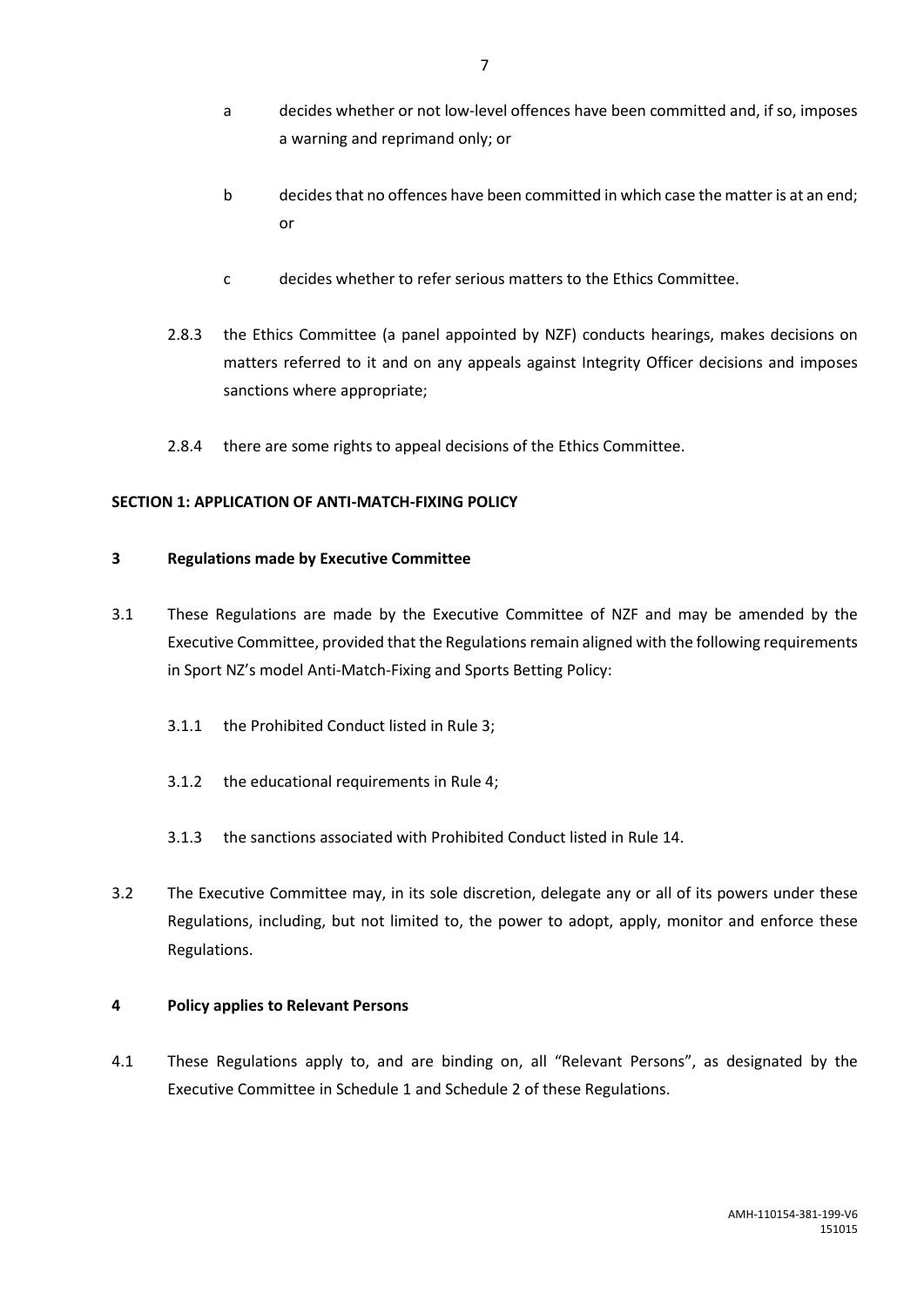a decides whether or not low-level offences have been committed and, if so, imposes a warning and reprimand only; or

b decides that no offences have been committed in which case the matter is at an end; or

c decides whether to refer serious matters to the Ethics Committee.

2.8.3 the Ethics Committee (a panel appointed by NZF) conducts hearings, makes decisions on matters referred to it and on any appeals against Integrity Officer decisions and imposes sanctions where appropriate;

2.8.4 there are some rights to appeal decisions of the Ethics Committee.

## SECTION 1: APPLICATION OF ANTI-MATCH-FIXING POLICY

### 3 Regulations made by Executive Committee

3.1 These Regulations are made by the Executive Committee of NZF and may be amended by the Executive Committee, provided that the Regulations remain aligned with the following requirements in Sport NZ's model Anti-Match-Fixing and Sports Betting Policy:

3.1.1 the Prohibited Conduct listed in Rule 3;

3.1.2 the educational requirements in Rule 4;

3.1.3 the sanctions associated with Prohibited Conduct listed in Rule 14.

3.2 The Executive Committee may, in its sole discretion, delegate any or all of its powers under these Regulations, including, but not limited to, the power to adopt, apply, monitor and enforce these Regulations.

### 4 Policy applies to Relevant Persons

4.1 These Regulations apply to, and are binding on, all "Relevant Persons", as designated by the Executive Committee in Schedule 1 and Schedule 2 of these Regulations.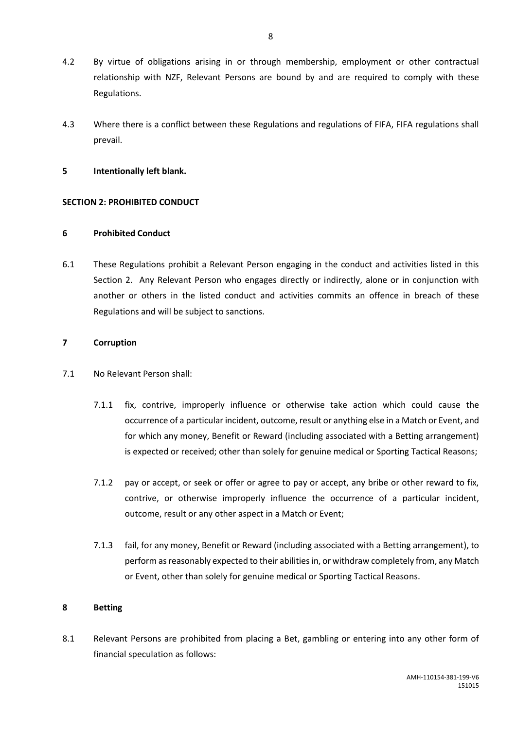4.2 By virtue of obligations arising in or through membership, employment or other contractual relationship with NZF, Relevant Persons are bound by and are required to comply with these Regulations.

4.3 Where there is a conflict between these Regulations and regulations of FIFA, FIFA regulations shall prevail.

**5 Intentionally left blank.**

**SECTION 2: PROHIBITED CONDUCT**

**6 Prohibited Conduct**

6.1 These Regulations prohibit a Relevant Person engaging in the conduct and activities listed in this Section 2. Any Relevant Person who engages directly or indirectly, alone or in conjunction with another or others in the listed conduct and activities commits an offence in breach of these Regulations and will be subject to sanctions.

**7 Corruption**

7.1 No Relevant Person shall:

7.1.1 fix, contrive, improperly influence or otherwise take action which could cause the occurrence of a particular incident, outcome, result or anything else in a Match or Event, and for which any money, Benefit or Reward (including associated with a Betting arrangement) is expected or received; other than solely for genuine medical or Sporting Tactical Reasons;

7.1.2 pay or accept, or seek or offer or agree to pay or accept, any bribe or other reward to fix, contrive, or otherwise improperly influence the occurrence of a particular incident, outcome, result or any other aspect in a Match or Event;

7.1.3 fail, for any money, Benefit or Reward (including associated with a Betting arrangement), to perform as reasonably expected to their abilities in, or withdraw completely from, any Match or Event, other than solely for genuine medical or Sporting Tactical Reasons.

**8 Betting**

8.1 Relevant Persons are prohibited from placing a Bet, gambling or entering into any other form of financial speculation as follows: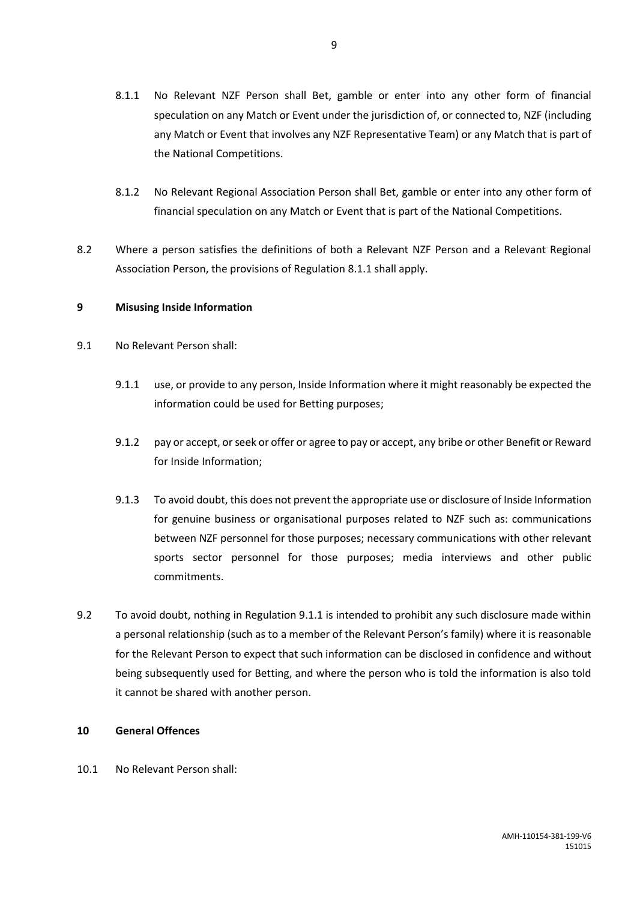8.1.1 No Relevant NZF Person shall Bet, gamble or enter into any other form of financial speculation on any Match or Event under the jurisdiction of, or connected to, NZF (including any Match or Event that involves any NZF Representative Team) or any Match that is part of the National Competitions.

8.1.2 No Relevant Regional Association Person shall Bet, gamble or enter into any other form of financial speculation on any Match or Event that is part of the National Competitions.

8.2 Where a person satisfies the definitions of both a Relevant NZF Person and a Relevant Regional Association Person, the provisions of Regulation 8.1.1 shall apply.

**9 Misusing Inside Information**

9.1 No Relevant Person shall:

9.1.1 use, or provide to any person, Inside Information where it might reasonably be expected the information could be used for Betting purposes;

9.1.2 pay or accept, or seek or offer or agree to pay or accept, any bribe or other Benefit or Reward for Inside Information;

9.1.3 To avoid doubt, this does not prevent the appropriate use or disclosure of Inside Information for genuine business or organisational purposes related to NZF such as: communications between NZF personnel for those purposes; necessary communications with other relevant sports sector personnel for those purposes; media interviews and other public commitments.

9.2 To avoid doubt, nothing in Regulation 9.1.1 is intended to prohibit any such disclosure made within a personal relationship (such as to a member of the Relevant Person's family) where it is reasonable for the Relevant Person to expect that such information can be disclosed in confidence and without being subsequently used for Betting, and where the person who is told the information is also told it cannot be shared with another person.

**10 General Offences**

10.1 No Relevant Person shall: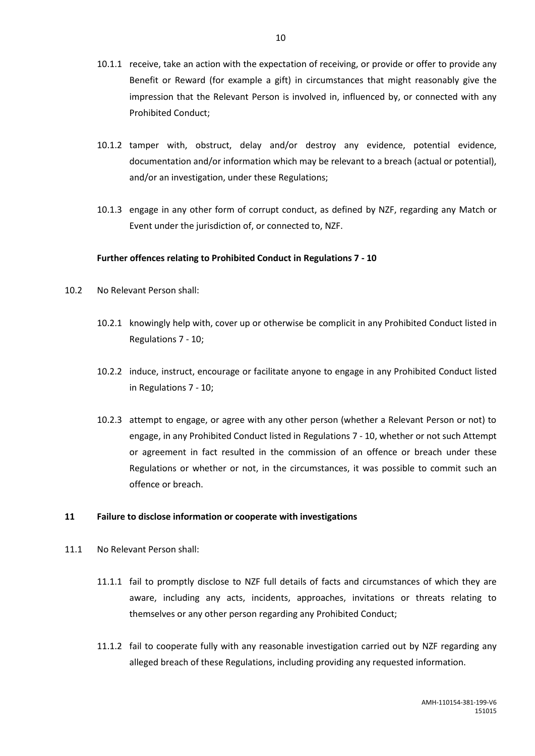10.1.1 receive, take an action with the expectation of receiving, or provide or offer to provide any Benefit or Reward (for example a gift) in circumstances that might reasonably give the impression that the Relevant Person is involved in, influenced by, or connected with any Prohibited Conduct;

10.1.2 tamper with, obstruct, delay and/or destroy any evidence, potential evidence, documentation and/or information which may be relevant to a breach (actual or potential), and/or an investigation, under these Regulations;

10.1.3 engage in any other form of corrupt conduct, as defined by NZF, regarding any Match or Event under the jurisdiction of, or connected to, NZF.

**Further offences relating to Prohibited Conduct in Regulations 7 - 10**

10.2 No Relevant Person shall:

10.2.1 knowingly help with, cover up or otherwise be complicit in any Prohibited Conduct listed in Regulations 7 - 10;

10.2.2 induce, instruct, encourage or facilitate anyone to engage in any Prohibited Conduct listed in Regulations 7 - 10;

10.2.3 attempt to engage, or agree with any other person (whether a Relevant Person or not) to engage, in any Prohibited Conduct listed in Regulations 7 - 10, whether or not such Attempt or agreement in fact resulted in the commission of an offence or breach under these Regulations or whether or not, in the circumstances, it was possible to commit such an offence or breach.

## 11 Failure to disclose information or cooperate with investigations

11.1 No Relevant Person shall:

11.1.1 fail to promptly disclose to NZF full details of facts and circumstances of which they are aware, including any acts, incidents, approaches, invitations or threats relating to themselves or any other person regarding any Prohibited Conduct;

11.1.2 fail to cooperate fully with any reasonable investigation carried out by NZF regarding any alleged breach of these Regulations, including providing any requested information.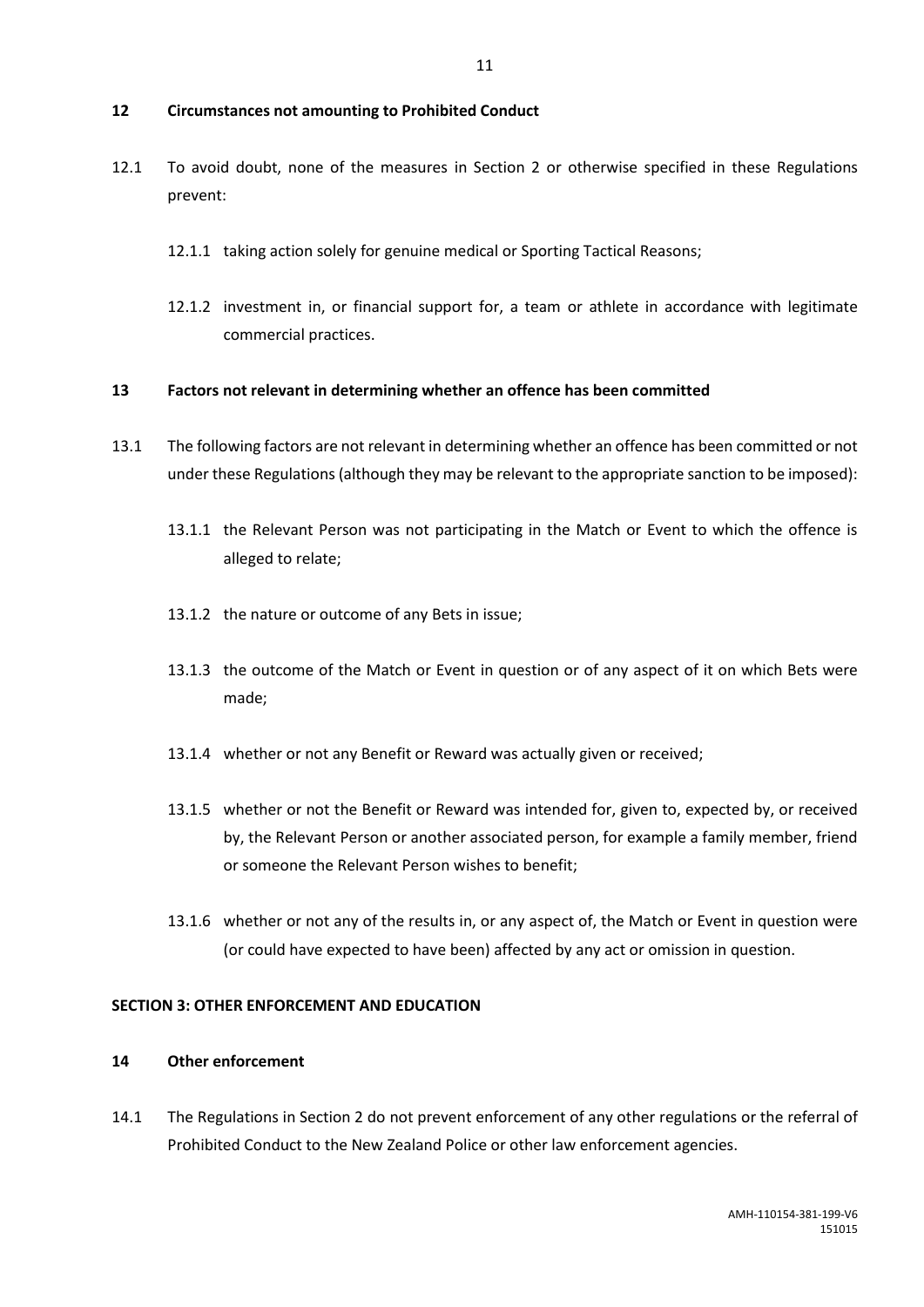## 12 Circumstances not amounting to Prohibited Conduct

12.1 To avoid doubt, none of the measures in Section 2 or otherwise specified in these Regulations prevent:

12.1.1 taking action solely for genuine medical or Sporting Tactical Reasons;

12.1.2 investment in, or financial support for, a team or athlete in accordance with legitimate commercial practices.

## 13 Factors not relevant in determining whether an offence has been committed

13.1 The following factors are not relevant in determining whether an offence has been committed or not under these Regulations (although they may be relevant to the appropriate sanction to be imposed):

13.1.1 the Relevant Person was not participating in the Match or Event to which the offence is alleged to relate;

13.1.2 the nature or outcome of any Bets in issue;

13.1.3 the outcome of the Match or Event in question or of any aspect of it on which Bets were made;

13.1.4 whether or not any Benefit or Reward was actually given or received;

13.1.5 whether or not the Benefit or Reward was intended for, given to, expected by, or received by, the Relevant Person or another associated person, for example a family member, friend or someone the Relevant Person wishes to benefit;

13.1.6 whether or not any of the results in, or any aspect of, the Match or Event in question were (or could have expected to have been) affected by any act or omission in question.

# SECTION 3: OTHER ENFORCEMENT AND EDUCATION

## 14 Other enforcement

14.1 The Regulations in Section 2 do not prevent enforcement of any other regulations or the referral of Prohibited Conduct to the New Zealand Police or other law enforcement agencies.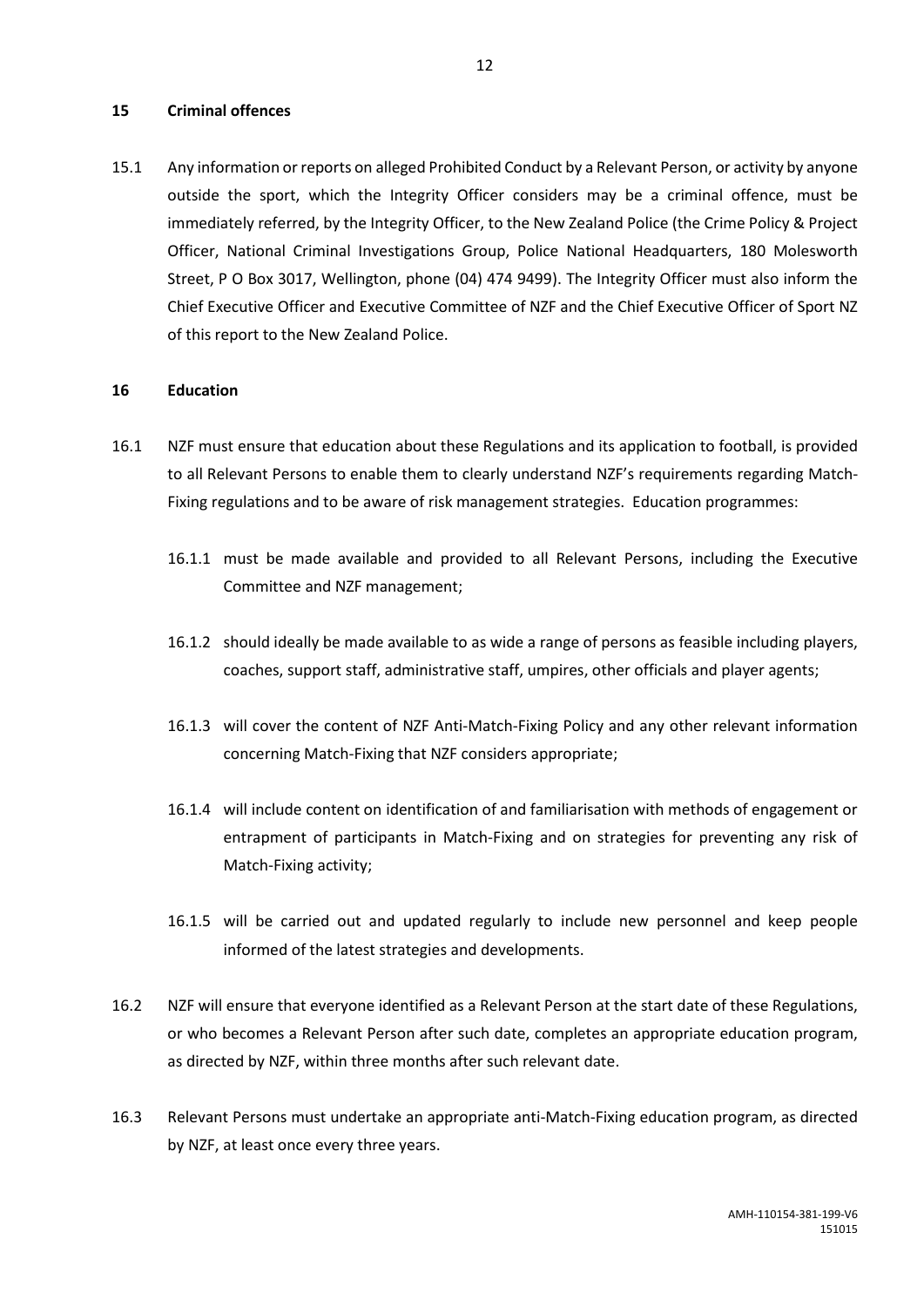## 15 Criminal offences

15.1 Any information or reports on alleged Prohibited Conduct by a Relevant Person, or activity by anyone outside the sport, which the Integrity Officer considers may be a criminal offence, must be immediately referred, by the Integrity Officer, to the New Zealand Police (the Crime Policy & Project Officer, National Criminal Investigations Group, Police National Headquarters, 180 Molesworth Street, P O Box 3017, Wellington, phone (04) 474 9499). The Integrity Officer must also inform the Chief Executive Officer and Executive Committee of NZF and the Chief Executive Officer of Sport NZ of this report to the New Zealand Police.

## 16 Education

16.1 NZF must ensure that education about these Regulations and its application to football, is provided to all Relevant Persons to enable them to clearly understand NZF's requirements regarding Match-Fixing regulations and to be aware of risk management strategies. Education programmes:

16.1.1 must be made available and provided to all Relevant Persons, including the Executive Committee and NZF management;

16.1.2 should ideally be made available to as wide a range of persons as feasible including players, coaches, support staff, administrative staff, umpires, other officials and player agents;

16.1.3 will cover the content of NZF Anti-Match-Fixing Policy and any other relevant information concerning Match-Fixing that NZF considers appropriate;

16.1.4 will include content on identification of and familiarisation with methods of engagement or entrapment of participants in Match-Fixing and on strategies for preventing any risk of Match-Fixing activity;

16.1.5 will be carried out and updated regularly to include new personnel and keep people informed of the latest strategies and developments.

16.2 NZF will ensure that everyone identified as a Relevant Person at the start date of these Regulations, or who becomes a Relevant Person after such date, completes an appropriate education program, as directed by NZF, within three months after such relevant date.

16.3 Relevant Persons must undertake an appropriate anti-Match-Fixing education program, as directed by NZF, at least once every three years.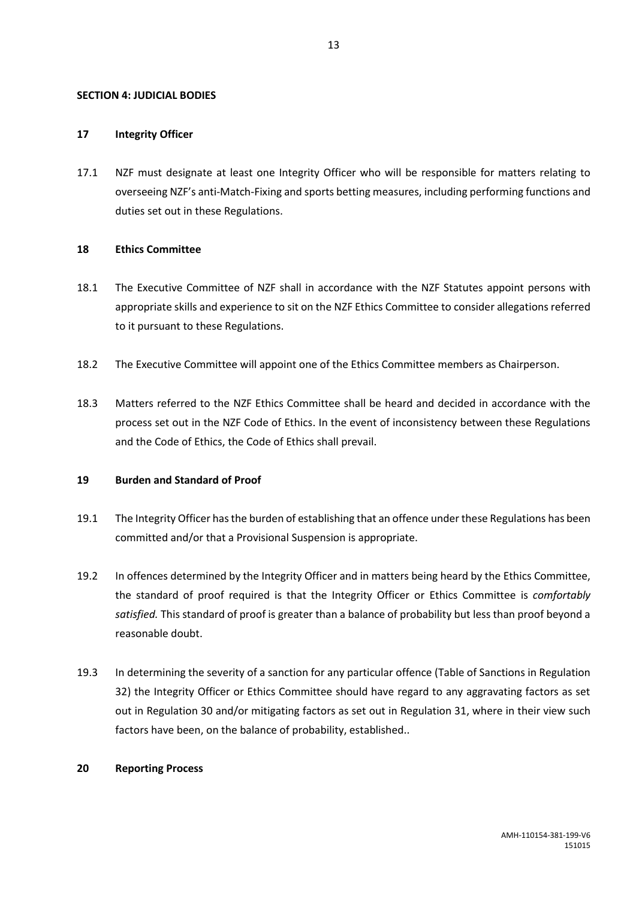**SECTION 4: JUDICIAL BODIES**

**17 Integrity Officer**

17.1 NZF must designate at least one Integrity Officer who will be responsible for matters relating to overseeing NZF's anti-Match-Fixing and sports betting measures, including performing functions and duties set out in these Regulations.

**18 Ethics Committee**

18.1 The Executive Committee of NZF shall in accordance with the NZF Statutes appoint persons with appropriate skills and experience to sit on the NZF Ethics Committee to consider allegations referred to it pursuant to these Regulations.

18.2 The Executive Committee will appoint one of the Ethics Committee members as Chairperson.

18.3 Matters referred to the NZF Ethics Committee shall be heard and decided in accordance with the process set out in the NZF Code of Ethics. In the event of inconsistency between these Regulations and the Code of Ethics, the Code of Ethics shall prevail.

**19 Burden and Standard of Proof**

19.1 The Integrity Officer has the burden of establishing that an offence under these Regulations has been committed and/or that a Provisional Suspension is appropriate.

19.2 In offences determined by the Integrity Officer and in matters being heard by the Ethics Committee, the standard of proof required is that the Integrity Officer or Ethics Committee is *comfortably satisfied.* This standard of proof is greater than a balance of probability but less than proof beyond a reasonable doubt.

19.3 In determining the severity of a sanction for any particular offence (Table of Sanctions in Regulation 32) the Integrity Officer or Ethics Committee should have regard to any aggravating factors as set out in Regulation 30 and/or mitigating factors as set out in Regulation 31, where in their view such factors have been, on the balance of probability, established..

**20 Reporting Process**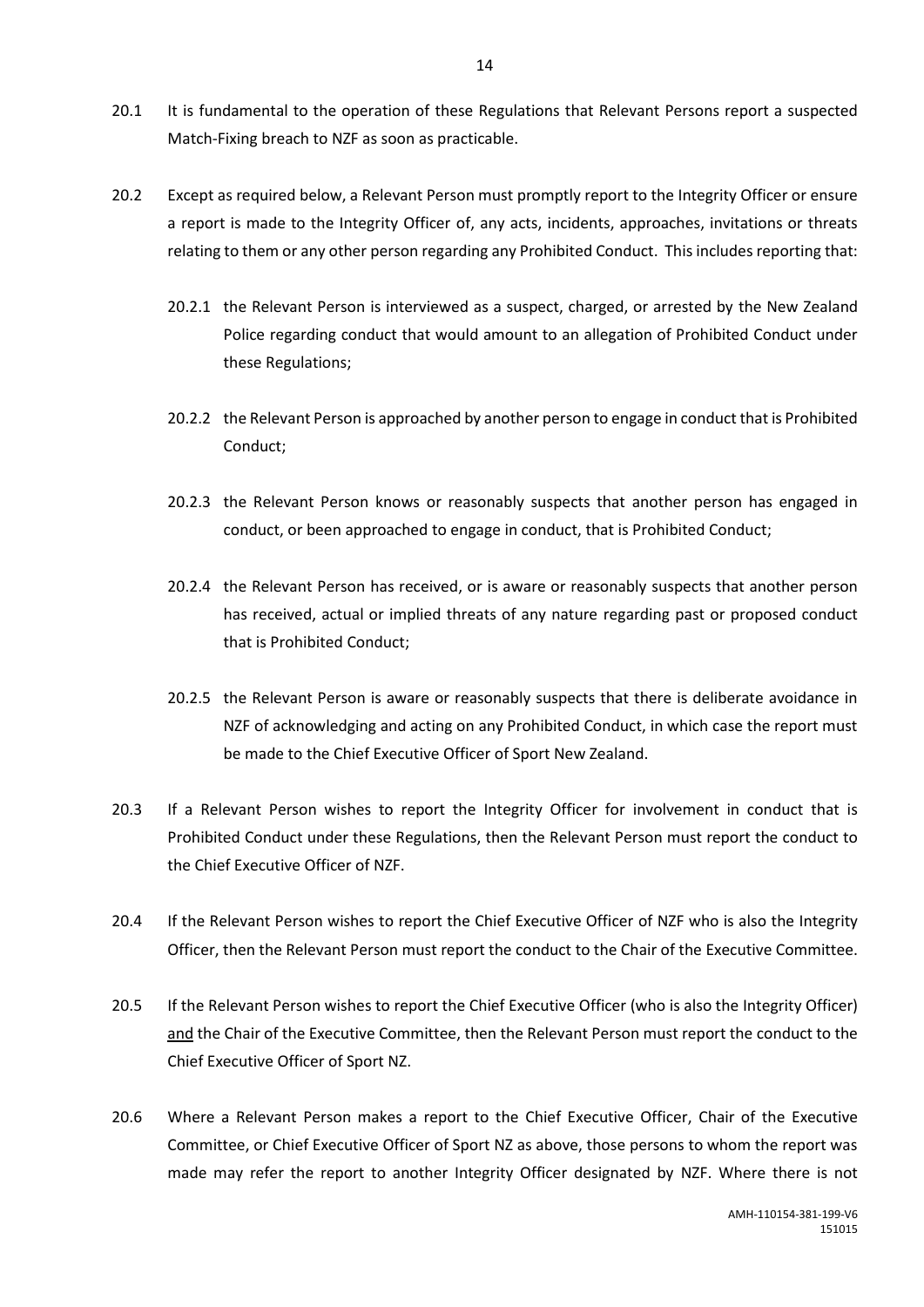20.1 It is fundamental to the operation of these Regulations that Relevant Persons report a suspected Match-Fixing breach to NZF as soon as practicable.

20.2 Except as required below, a Relevant Person must promptly report to the Integrity Officer or ensure a report is made to the Integrity Officer of, any acts, incidents, approaches, invitations or threats relating to them or any other person regarding any Prohibited Conduct. This includes reporting that:

20.2.1 the Relevant Person is interviewed as a suspect, charged, or arrested by the New Zealand Police regarding conduct that would amount to an allegation of Prohibited Conduct under these Regulations;

20.2.2 the Relevant Person is approached by another person to engage in conduct that is Prohibited Conduct;

20.2.3 the Relevant Person knows or reasonably suspects that another person has engaged in conduct, or been approached to engage in conduct, that is Prohibited Conduct;

20.2.4 the Relevant Person has received, or is aware or reasonably suspects that another person has received, actual or implied threats of any nature regarding past or proposed conduct that is Prohibited Conduct;

20.2.5 the Relevant Person is aware or reasonably suspects that there is deliberate avoidance in NZF of acknowledging and acting on any Prohibited Conduct, in which case the report must be made to the Chief Executive Officer of Sport New Zealand.

20.3 If a Relevant Person wishes to report the Integrity Officer for involvement in conduct that is Prohibited Conduct under these Regulations, then the Relevant Person must report the conduct to the Chief Executive Officer of NZF.

20.4 If the Relevant Person wishes to report the Chief Executive Officer of NZF who is also the Integrity Officer, then the Relevant Person must report the conduct to the Chair of the Executive Committee.

20.5 If the Relevant Person wishes to report the Chief Executive Officer (who is also the Integrity Officer) and the Chair of the Executive Committee, then the Relevant Person must report the conduct to the Chief Executive Officer of Sport NZ.

20.6 Where a Relevant Person makes a report to the Chief Executive Officer, Chair of the Executive Committee, or Chief Executive Officer of Sport NZ as above, those persons to whom the report was made may refer the report to another Integrity Officer designated by NZF. Where there is not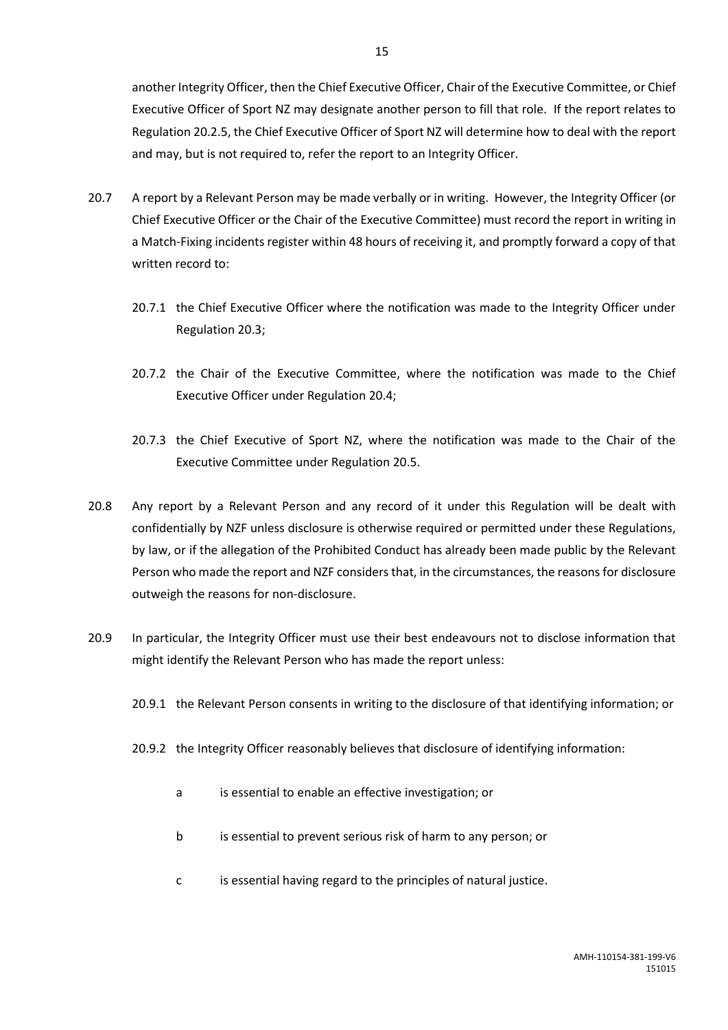another Integrity Officer, then the Chief Executive Officer, Chair of the Executive Committee, or Chief Executive Officer of Sport NZ may designate another person to fill that role. If the report relates to Regulation 20.2.5, the Chief Executive Officer of Sport NZ will determine how to deal with the report and may, but is not required to, refer the report to an Integrity Officer.

20.7 A report by a Relevant Person may be made verbally or in writing. However, the Integrity Officer (or Chief Executive Officer or the Chair of the Executive Committee) must record the report in writing in a Match-Fixing incidents register within 48 hours of receiving it, and promptly forward a copy of that written record to:

20.7.1 the Chief Executive Officer where the notification was made to the Integrity Officer under Regulation 20.3;

20.7.2 the Chair of the Executive Committee, where the notification was made to the Chief Executive Officer under Regulation 20.4;

20.7.3 the Chief Executive of Sport NZ, where the notification was made to the Chair of the Executive Committee under Regulation 20.5.

20.8 Any report by a Relevant Person and any record of it under this Regulation will be dealt with confidentially by NZF unless disclosure is otherwise required or permitted under these Regulations, by law, or if the allegation of the Prohibited Conduct has already been made public by the Relevant Person who made the report and NZF considers that, in the circumstances, the reasons for disclosure outweigh the reasons for non-disclosure.

20.9 In particular, the Integrity Officer must use their best endeavours not to disclose information that might identify the Relevant Person who has made the report unless:

20.9.1 the Relevant Person consents in writing to the disclosure of that identifying information; or

20.9.2 the Integrity Officer reasonably believes that disclosure of identifying information:

a is essential to enable an effective investigation; or

b is essential to prevent serious risk of harm to any person; or

c is essential having regard to the principles of natural justice.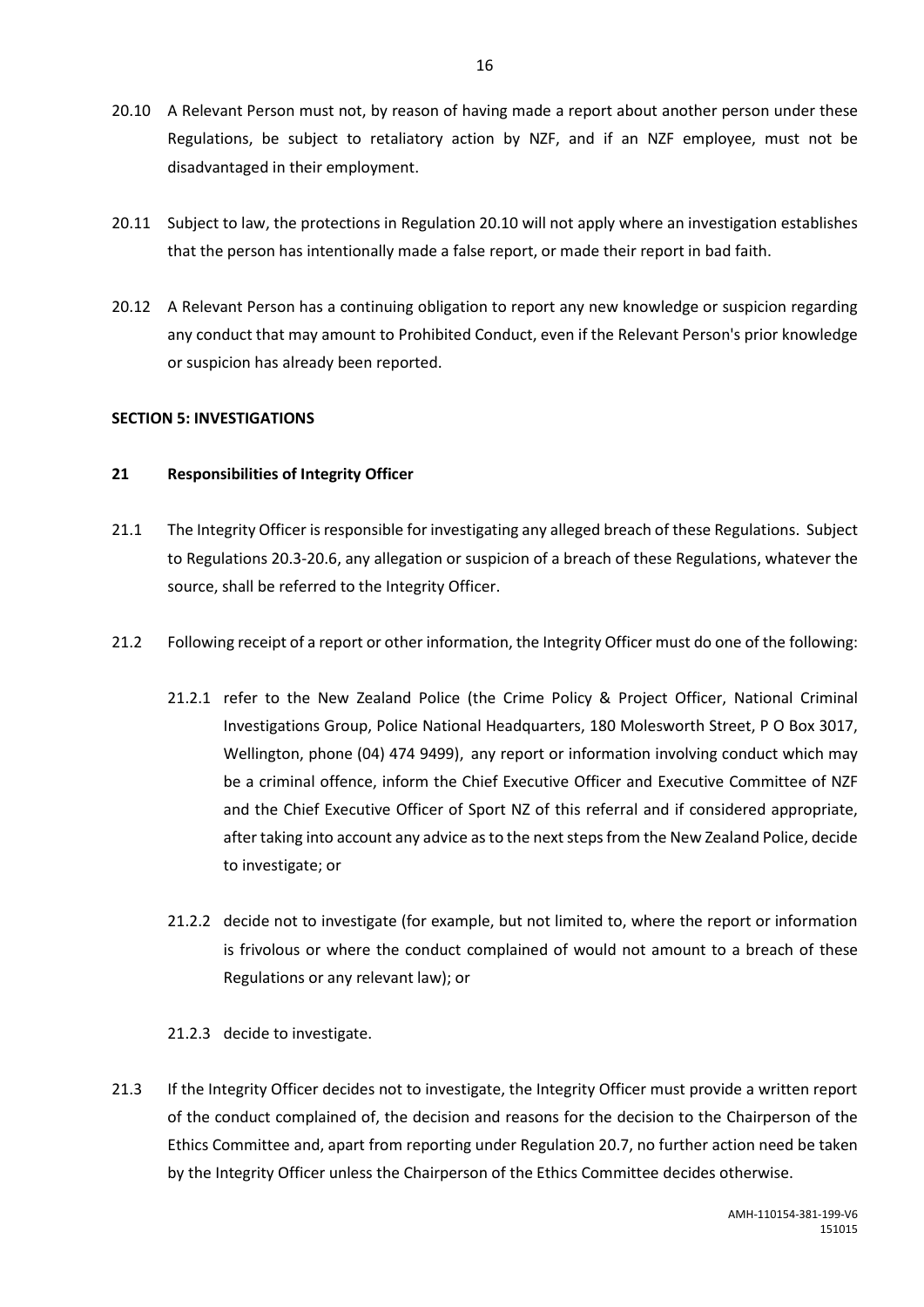20.10 A Relevant Person must not, by reason of having made a report about another person under these Regulations, be subject to retaliatory action by NZF, and if an NZF employee, must not be disadvantaged in their employment.

20.11 Subject to law, the protections in Regulation 20.10 will not apply where an investigation establishes that the person has intentionally made a false report, or made their report in bad faith.

20.12 A Relevant Person has a continuing obligation to report any new knowledge or suspicion regarding any conduct that may amount to Prohibited Conduct, even if the Relevant Person's prior knowledge or suspicion has already been reported.

**SECTION 5: INVESTIGATIONS**

**21 Responsibilities of Integrity Officer**

21.1 The Integrity Officer is responsible for investigating any alleged breach of these Regulations. Subject to Regulations 20.3-20.6, any allegation or suspicion of a breach of these Regulations, whatever the source, shall be referred to the Integrity Officer.

21.2 Following receipt of a report or other information, the Integrity Officer must do one of the following:

21.2.1 refer to the New Zealand Police (the Crime Policy & Project Officer, National Criminal Investigations Group, Police National Headquarters, 180 Molesworth Street, P O Box 3017, Wellington, phone (04) 474 9499), any report or information involving conduct which may be a criminal offence, inform the Chief Executive Officer and Executive Committee of NZF and the Chief Executive Officer of Sport NZ of this referral and if considered appropriate, after taking into account any advice as to the next steps from the New Zealand Police, decide to investigate; or

21.2.2 decide not to investigate (for example, but not limited to, where the report or information is frivolous or where the conduct complained of would not amount to a breach of these Regulations or any relevant law); or

21.2.3 decide to investigate.

21.3 If the Integrity Officer decides not to investigate, the Integrity Officer must provide a written report of the conduct complained of, the decision and reasons for the decision to the Chairperson of the Ethics Committee and, apart from reporting under Regulation 20.7, no further action need be taken by the Integrity Officer unless the Chairperson of the Ethics Committee decides otherwise.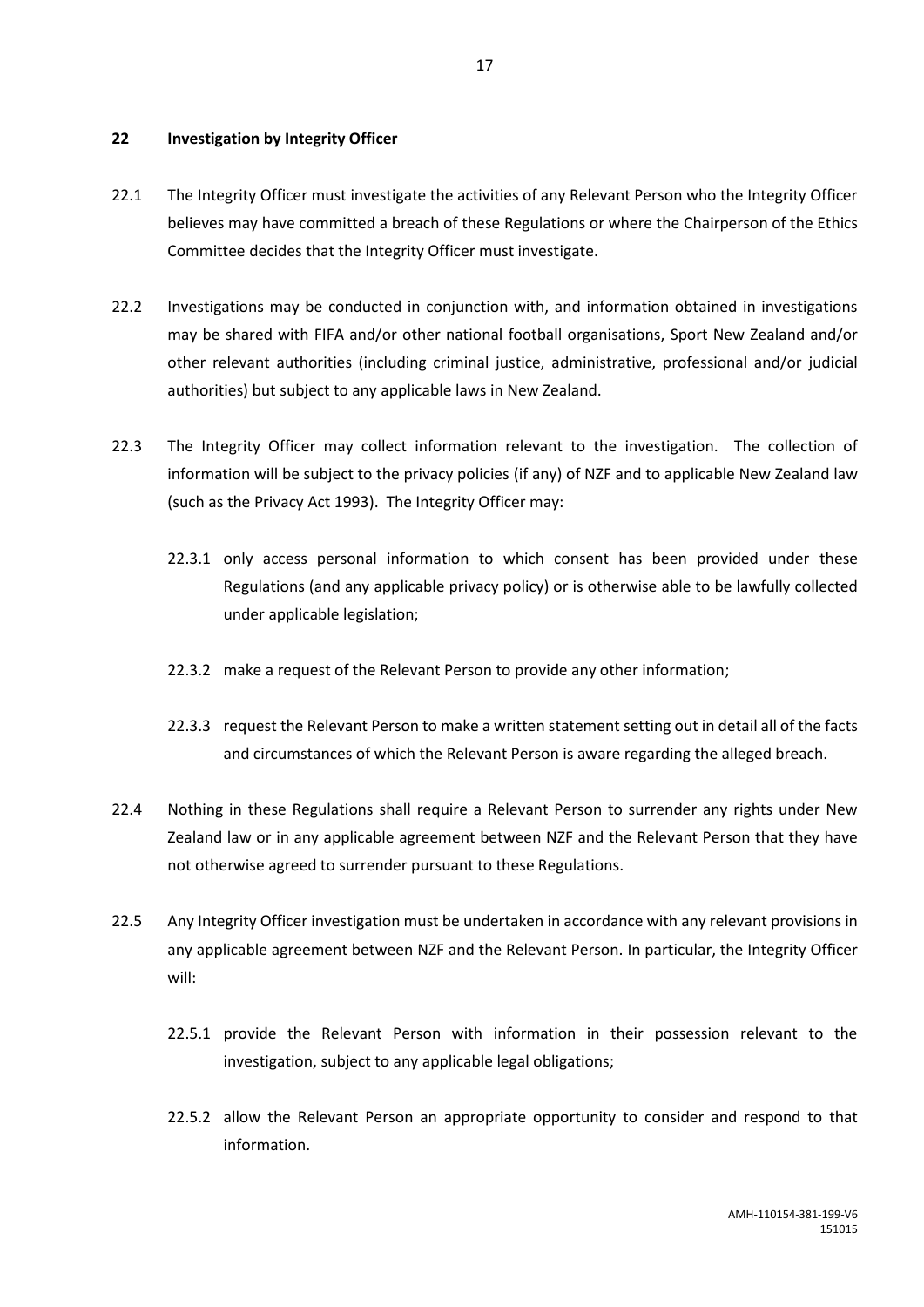## 22 Investigation by Integrity Officer

22.1 The Integrity Officer must investigate the activities of any Relevant Person who the Integrity Officer believes may have committed a breach of these Regulations or where the Chairperson of the Ethics Committee decides that the Integrity Officer must investigate.

22.2 Investigations may be conducted in conjunction with, and information obtained in investigations may be shared with FIFA and/or other national football organisations, Sport New Zealand and/or other relevant authorities (including criminal justice, administrative, professional and/or judicial authorities) but subject to any applicable laws in New Zealand.

22.3 The Integrity Officer may collect information relevant to the investigation. The collection of information will be subject to the privacy policies (if any) of NZF and to applicable New Zealand law (such as the Privacy Act 1993). The Integrity Officer may:

22.3.1 only access personal information to which consent has been provided under these Regulations (and any applicable privacy policy) or is otherwise able to be lawfully collected under applicable legislation;

22.3.2 make a request of the Relevant Person to provide any other information;

22.3.3 request the Relevant Person to make a written statement setting out in detail all of the facts and circumstances of which the Relevant Person is aware regarding the alleged breach.

22.4 Nothing in these Regulations shall require a Relevant Person to surrender any rights under New Zealand law or in any applicable agreement between NZF and the Relevant Person that they have not otherwise agreed to surrender pursuant to these Regulations.

22.5 Any Integrity Officer investigation must be undertaken in accordance with any relevant provisions in any applicable agreement between NZF and the Relevant Person. In particular, the Integrity Officer will:

22.5.1 provide the Relevant Person with information in their possession relevant to the investigation, subject to any applicable legal obligations;

22.5.2 allow the Relevant Person an appropriate opportunity to consider and respond to that information.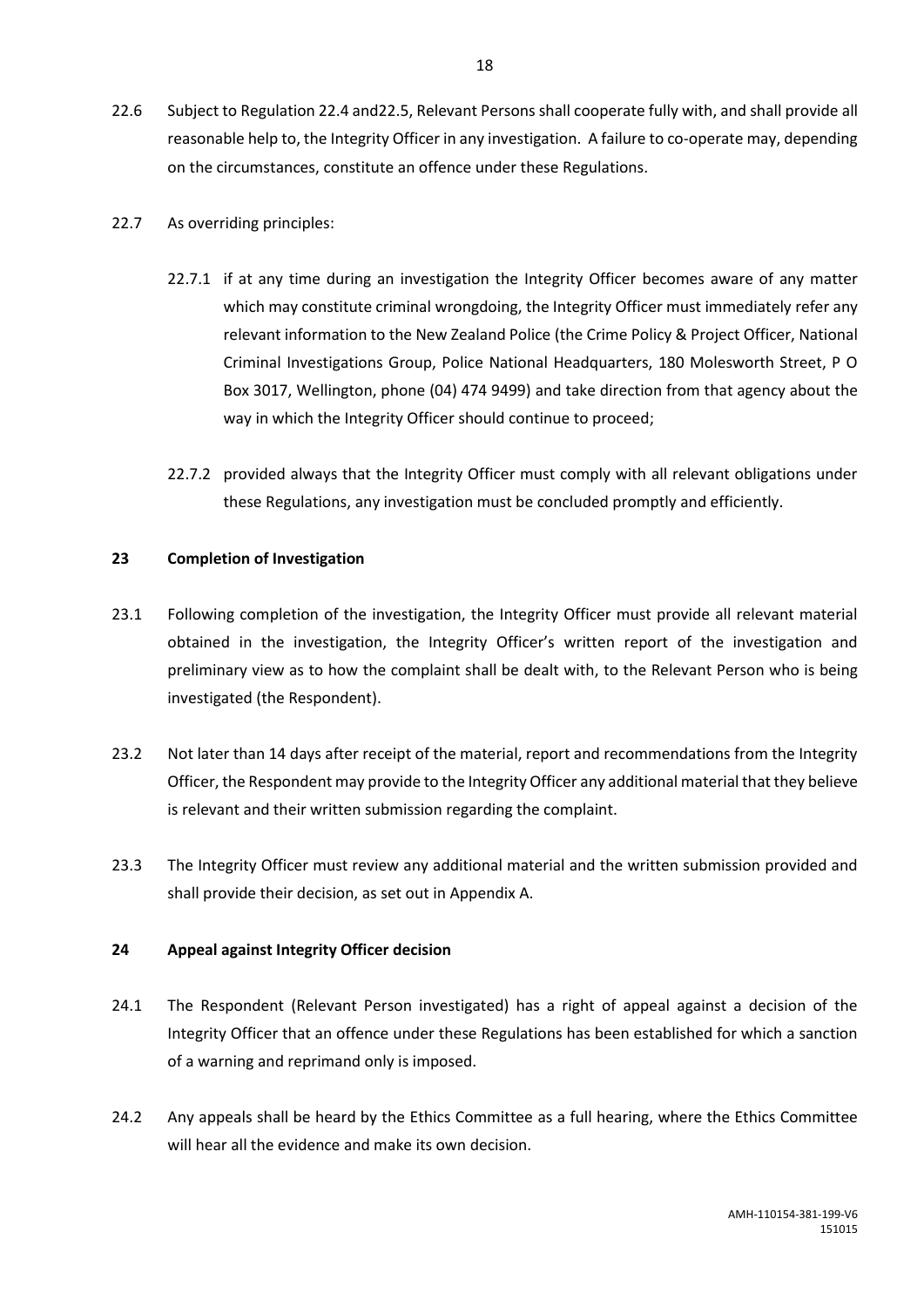22.6 Subject to Regulation 22.4 and22.5, Relevant Persons shall cooperate fully with, and shall provide all reasonable help to, the Integrity Officer in any investigation. A failure to co-operate may, depending on the circumstances, constitute an offence under these Regulations.

22.7 As overriding principles:

22.7.1 if at any time during an investigation the Integrity Officer becomes aware of any matter which may constitute criminal wrongdoing, the Integrity Officer must immediately refer any relevant information to the New Zealand Police (the Crime Policy & Project Officer, National Criminal Investigations Group, Police National Headquarters, 180 Molesworth Street, P O Box 3017, Wellington, phone (04) 474 9499) and take direction from that agency about the way in which the Integrity Officer should continue to proceed;

22.7.2 provided always that the Integrity Officer must comply with all relevant obligations under these Regulations, any investigation must be concluded promptly and efficiently.

## 23 Completion of Investigation

23.1 Following completion of the investigation, the Integrity Officer must provide all relevant material obtained in the investigation, the Integrity Officer's written report of the investigation and preliminary view as to how the complaint shall be dealt with, to the Relevant Person who is being investigated (the Respondent).

23.2 Not later than 14 days after receipt of the material, report and recommendations from the Integrity Officer, the Respondent may provide to the Integrity Officer any additional material that they believe is relevant and their written submission regarding the complaint.

23.3 The Integrity Officer must review any additional material and the written submission provided and shall provide their decision, as set out in Appendix A.

## 24 Appeal against Integrity Officer decision

24.1 The Respondent (Relevant Person investigated) has a right of appeal against a decision of the Integrity Officer that an offence under these Regulations has been established for which a sanction of a warning and reprimand only is imposed.

24.2 Any appeals shall be heard by the Ethics Committee as a full hearing, where the Ethics Committee will hear all the evidence and make its own decision.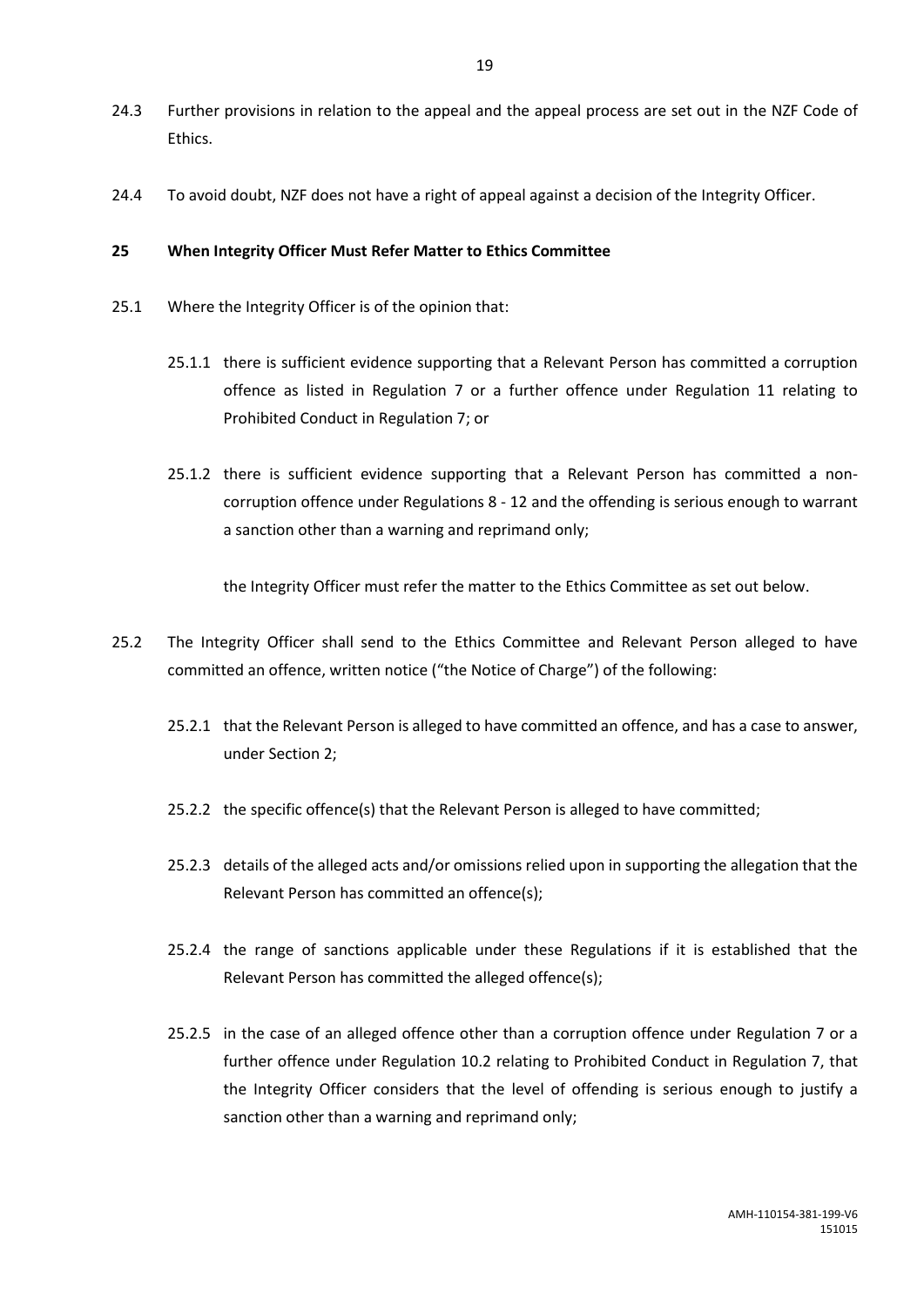24.3 Further provisions in relation to the appeal and the appeal process are set out in the NZF Code of Ethics.

24.4 To avoid doubt, NZF does not have a right of appeal against a decision of the Integrity Officer.

## 25 When Integrity Officer Must Refer Matter to Ethics Committee

25.1 Where the Integrity Officer is of the opinion that:

25.1.1 there is sufficient evidence supporting that a Relevant Person has committed a corruption offence as listed in Regulation 7 or a further offence under Regulation 11 relating to Prohibited Conduct in Regulation 7; or

25.1.2 there is sufficient evidence supporting that a Relevant Person has committed a non-corruption offence under Regulations 8 - 12 and the offending is serious enough to warrant a sanction other than a warning and reprimand only;

the Integrity Officer must refer the matter to the Ethics Committee as set out below.

25.2 The Integrity Officer shall send to the Ethics Committee and Relevant Person alleged to have committed an offence, written notice ("the Notice of Charge") of the following:

25.2.1 that the Relevant Person is alleged to have committed an offence, and has a case to answer, under Section 2;

25.2.2 the specific offence(s) that the Relevant Person is alleged to have committed;

25.2.3 details of the alleged acts and/or omissions relied upon in supporting the allegation that the Relevant Person has committed an offence(s);

25.2.4 the range of sanctions applicable under these Regulations if it is established that the Relevant Person has committed the alleged offence(s);

25.2.5 in the case of an alleged offence other than a corruption offence under Regulation 7 or a further offence under Regulation 10.2 relating to Prohibited Conduct in Regulation 7, that the Integrity Officer considers that the level of offending is serious enough to justify a sanction other than a warning and reprimand only;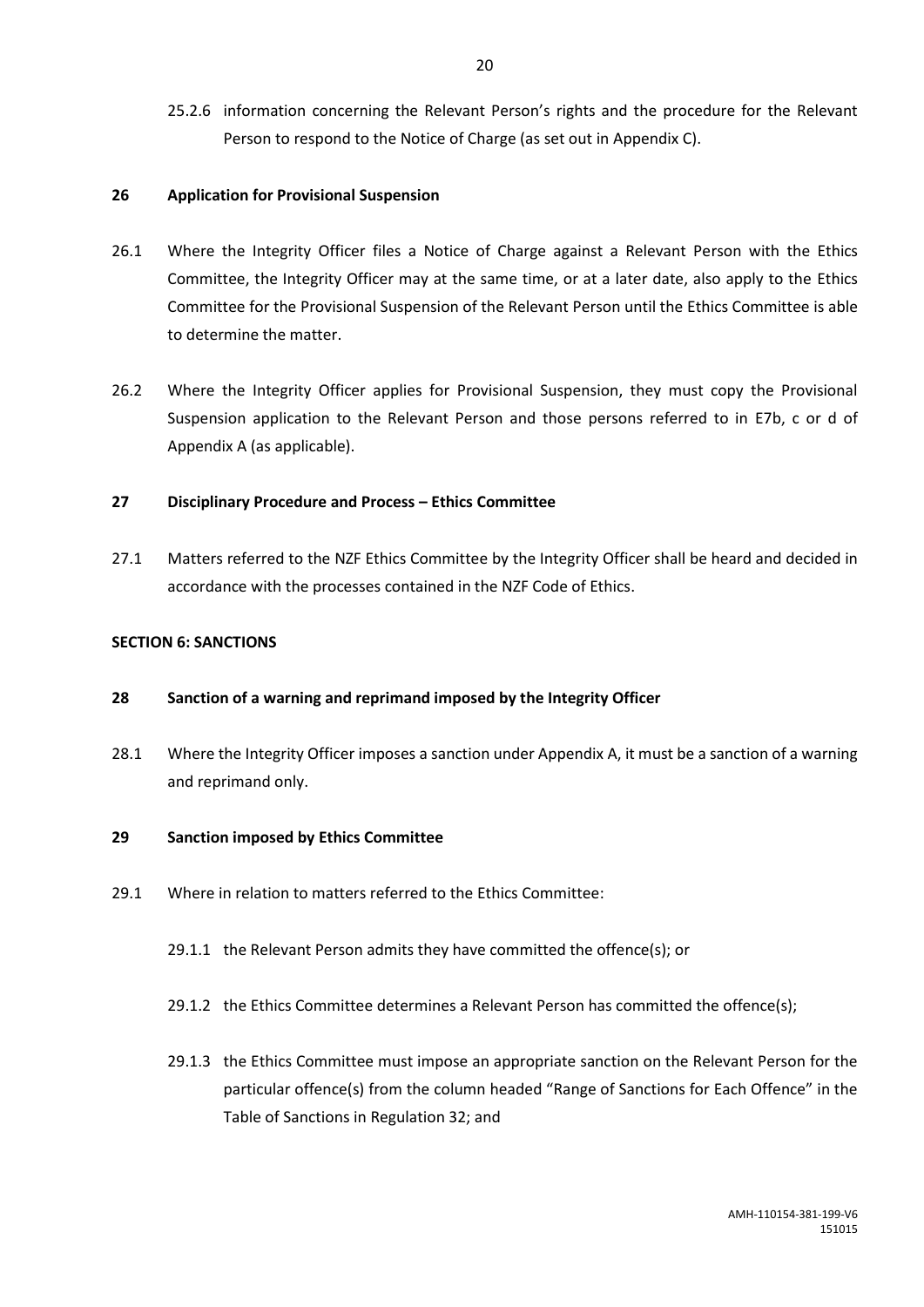25.2.6 information concerning the Relevant Person's rights and the procedure for the Relevant Person to respond to the Notice of Charge (as set out in Appendix C).

**26 Application for Provisional Suspension**

26.1 Where the Integrity Officer files a Notice of Charge against a Relevant Person with the Ethics Committee, the Integrity Officer may at the same time, or at a later date, also apply to the Ethics Committee for the Provisional Suspension of the Relevant Person until the Ethics Committee is able to determine the matter.

26.2 Where the Integrity Officer applies for Provisional Suspension, they must copy the Provisional Suspension application to the Relevant Person and those persons referred to in E7b, c or d of Appendix A (as applicable).

**27 Disciplinary Procedure and Process – Ethics Committee**

27.1 Matters referred to the NZF Ethics Committee by the Integrity Officer shall be heard and decided in accordance with the processes contained in the NZF Code of Ethics.

**SECTION 6: SANCTIONS**

**28 Sanction of a warning and reprimand imposed by the Integrity Officer**

28.1 Where the Integrity Officer imposes a sanction under Appendix A, it must be a sanction of a warning and reprimand only.

**29 Sanction imposed by Ethics Committee**

29.1 Where in relation to matters referred to the Ethics Committee:

29.1.1 the Relevant Person admits they have committed the offence(s); or

29.1.2 the Ethics Committee determines a Relevant Person has committed the offence(s);

29.1.3 the Ethics Committee must impose an appropriate sanction on the Relevant Person for the particular offence(s) from the column headed "Range of Sanctions for Each Offence" in the Table of Sanctions in Regulation 32; and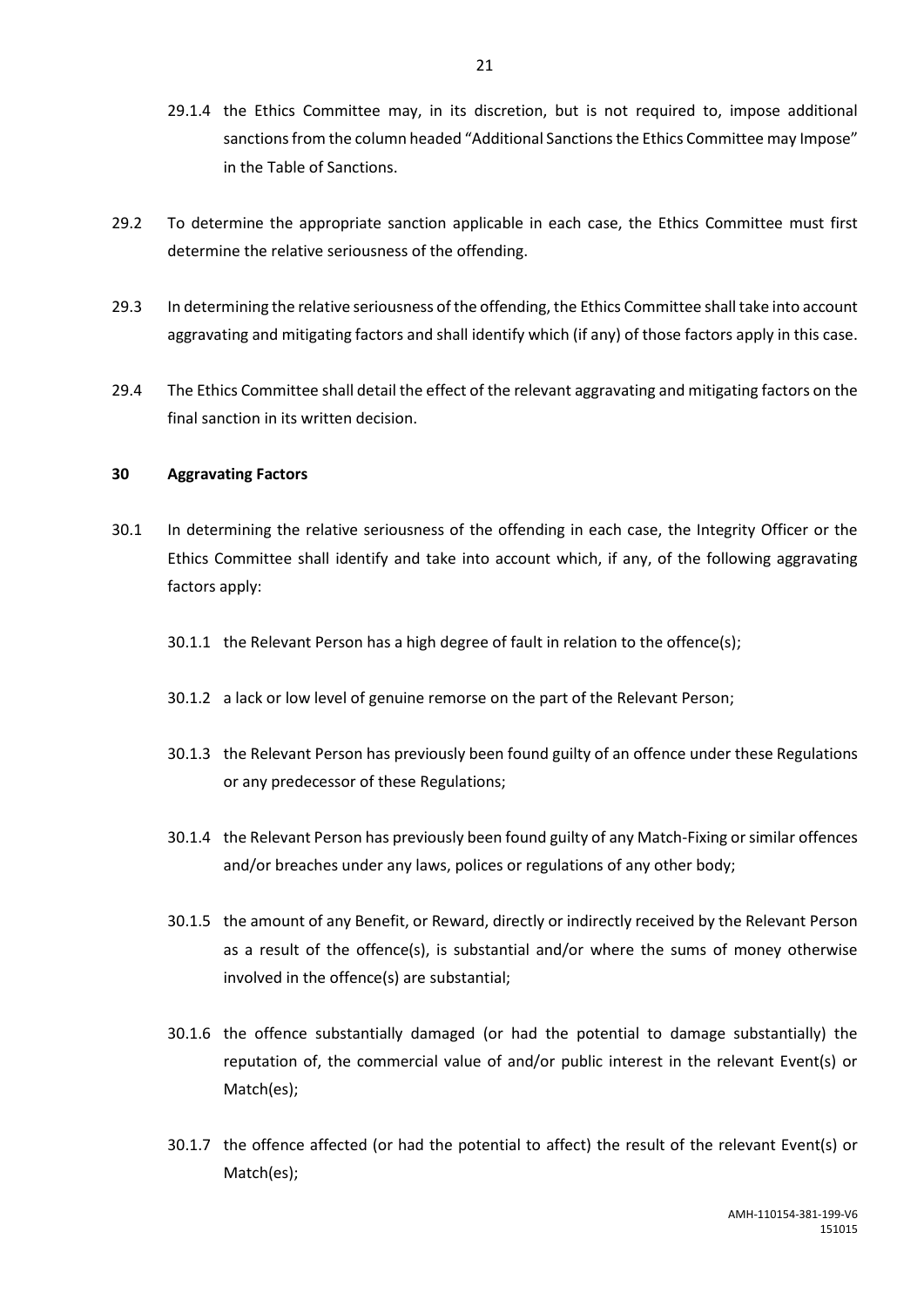29.1.4 the Ethics Committee may, in its discretion, but is not required to, impose additional sanctions from the column headed "Additional Sanctions the Ethics Committee may Impose" in the Table of Sanctions.

29.2 To determine the appropriate sanction applicable in each case, the Ethics Committee must first determine the relative seriousness of the offending.

29.3 In determining the relative seriousness of the offending, the Ethics Committee shall take into account aggravating and mitigating factors and shall identify which (if any) of those factors apply in this case.

29.4 The Ethics Committee shall detail the effect of the relevant aggravating and mitigating factors on the final sanction in its written decision.

**30 Aggravating Factors**

30.1 In determining the relative seriousness of the offending in each case, the Integrity Officer or the Ethics Committee shall identify and take into account which, if any, of the following aggravating factors apply:

30.1.1 the Relevant Person has a high degree of fault in relation to the offence(s);

30.1.2 a lack or low level of genuine remorse on the part of the Relevant Person;

30.1.3 the Relevant Person has previously been found guilty of an offence under these Regulations or any predecessor of these Regulations;

30.1.4 the Relevant Person has previously been found guilty of any Match-Fixing or similar offences and/or breaches under any laws, polices or regulations of any other body;

30.1.5 the amount of any Benefit, or Reward, directly or indirectly received by the Relevant Person as a result of the offence(s), is substantial and/or where the sums of money otherwise involved in the offence(s) are substantial;

30.1.6 the offence substantially damaged (or had the potential to damage substantially) the reputation of, the commercial value of and/or public interest in the relevant Event(s) or Match(es);

30.1.7 the offence affected (or had the potential to affect) the result of the relevant Event(s) or Match(es);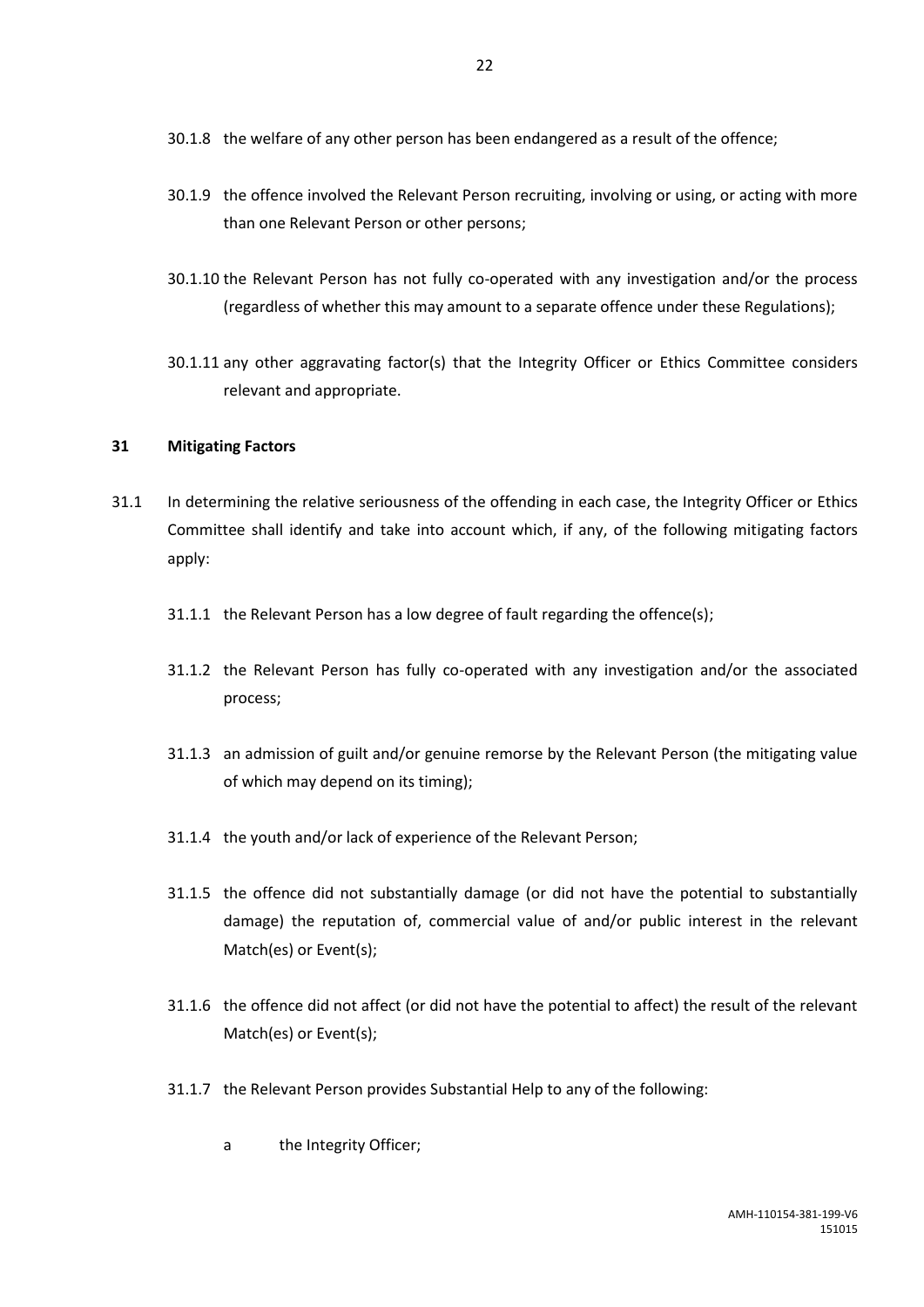30.1.8 the welfare of any other person has been endangered as a result of the offence;

30.1.9 the offence involved the Relevant Person recruiting, involving or using, or acting with more than one Relevant Person or other persons;

30.1.10 the Relevant Person has not fully co-operated with any investigation and/or the process (regardless of whether this may amount to a separate offence under these Regulations);

30.1.11 any other aggravating factor(s) that the Integrity Officer or Ethics Committee considers relevant and appropriate.

## 31 Mitigating Factors

31.1 In determining the relative seriousness of the offending in each case, the Integrity Officer or Ethics Committee shall identify and take into account which, if any, of the following mitigating factors apply:

31.1.1 the Relevant Person has a low degree of fault regarding the offence(s);

31.1.2 the Relevant Person has fully co-operated with any investigation and/or the associated process;

31.1.3 an admission of guilt and/or genuine remorse by the Relevant Person (the mitigating value of which may depend on its timing);

31.1.4 the youth and/or lack of experience of the Relevant Person;

31.1.5 the offence did not substantially damage (or did not have the potential to substantially damage) the reputation of, commercial value of and/or public interest in the relevant Match(es) or Event(s);

31.1.6 the offence did not affect (or did not have the potential to affect) the result of the relevant Match(es) or Event(s);

31.1.7 the Relevant Person provides Substantial Help to any of the following:

a the Integrity Officer;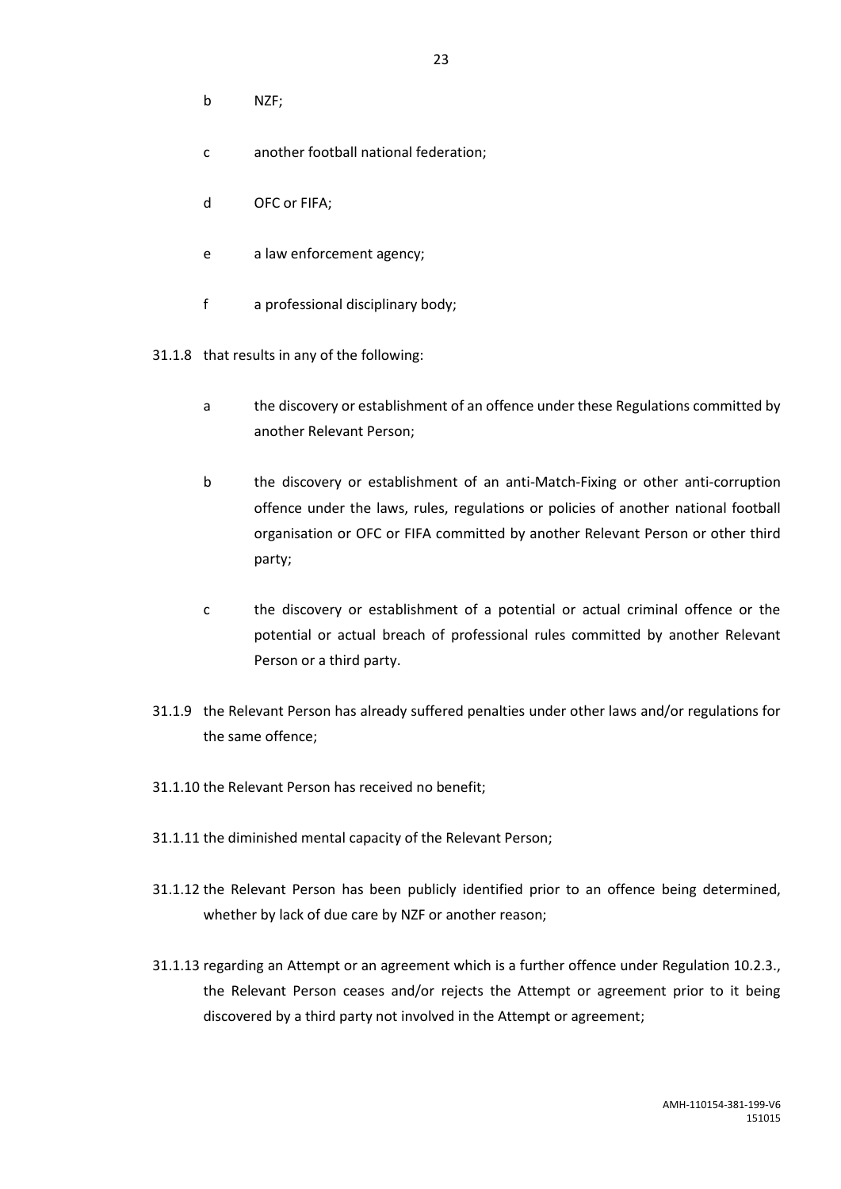b NZF;

c another football national federation;

d OFC or FIFA;

e a law enforcement agency;

f a professional disciplinary body;

31.1.8 that results in any of the following:

a the discovery or establishment of an offence under these Regulations committed by another Relevant Person;

b the discovery or establishment of an anti-Match-Fixing or other anti-corruption offence under the laws, rules, regulations or policies of another national football organisation or OFC or FIFA committed by another Relevant Person or other third party;

c the discovery or establishment of a potential or actual criminal offence or the potential or actual breach of professional rules committed by another Relevant Person or a third party.

31.1.9 the Relevant Person has already suffered penalties under other laws and/or regulations for the same offence;

31.1.10 the Relevant Person has received no benefit;

31.1.11 the diminished mental capacity of the Relevant Person;

31.1.12 the Relevant Person has been publicly identified prior to an offence being determined, whether by lack of due care by NZF or another reason;

31.1.13 regarding an Attempt or an agreement which is a further offence under Regulation 10.2.3., the Relevant Person ceases and/or rejects the Attempt or agreement prior to it being discovered by a third party not involved in the Attempt or agreement;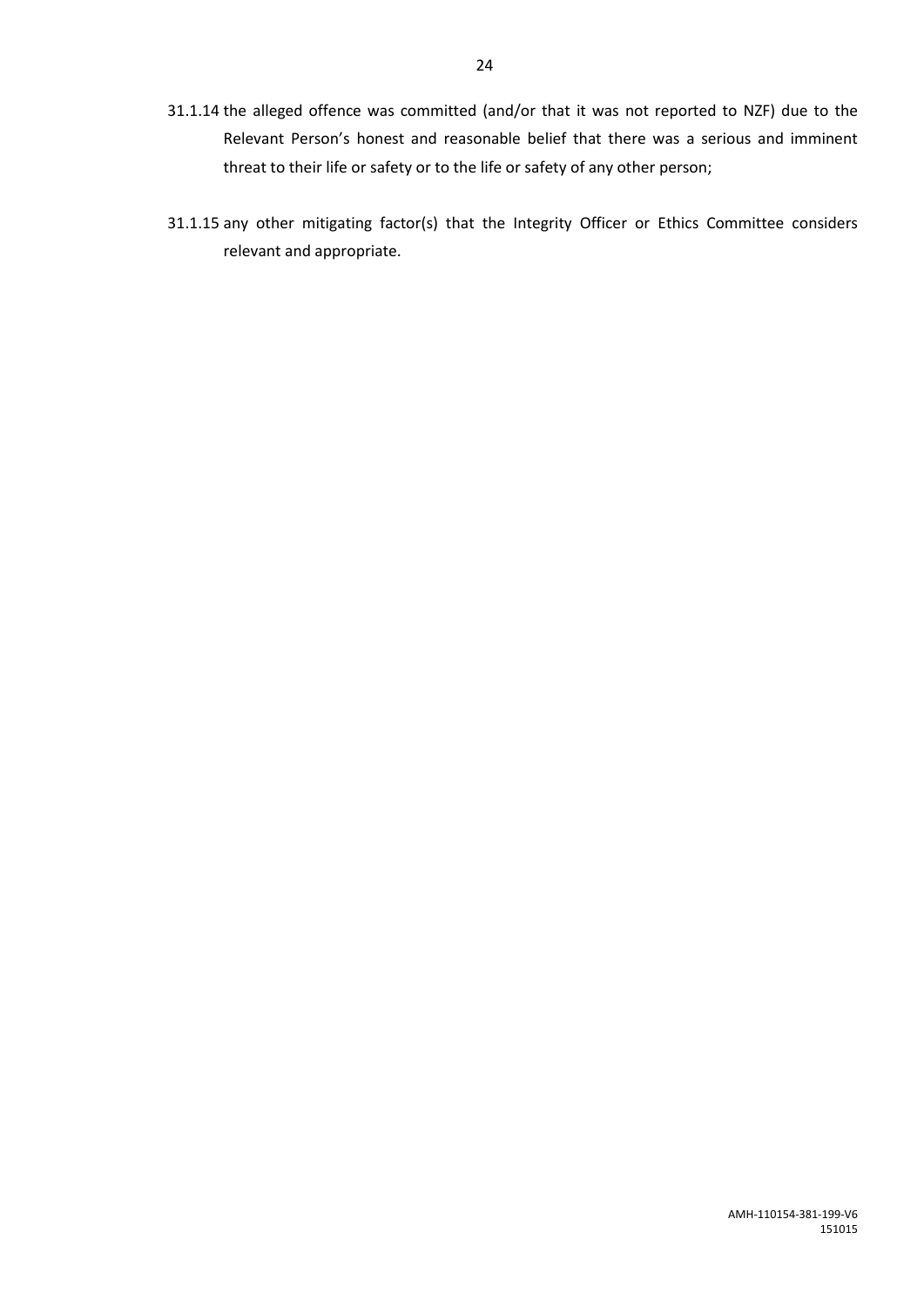31.1.14 the alleged offence was committed (and/or that it was not reported to NZF) due to the Relevant Person's honest and reasonable belief that there was a serious and imminent threat to their life or safety or to the life or safety of any other person;

31.1.15 any other mitigating factor(s) that the Integrity Officer or Ethics Committee considers relevant and appropriate.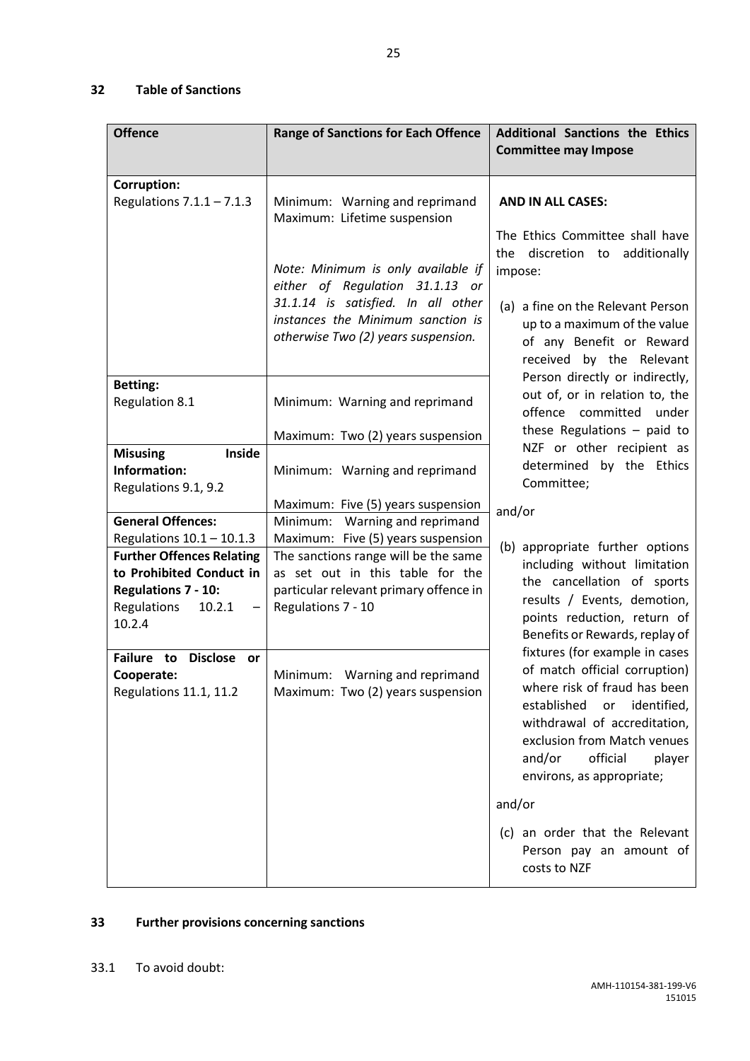## 32 Table of Sanctions

| Offence | Range of Sanctions for Each Offence | Additional Sanctions the Ethics Committee may Impose |
|---|---|---|
| **Corruption:**<br>Regulations 7.1.1 – 7.1.3 | Minimum: Warning and reprimand<br>Maximum: Lifetime suspension<br><br>*Note: Minimum is only available if either of Regulation 31.1.13 or 31.1.14 is satisfied. In all other instances the Minimum sanction is otherwise Two (2) years suspension.* | **AND IN ALL CASES:**<br><br>The Ethics Committee shall have the discretion to additionally impose:<br><br>(a) a fine on the Relevant Person up to a maximum of the value of any Benefit or Reward received by the Relevant Person directly or indirectly, out of, or in relation to, the offence committed under these Regulations – paid to NZF or other recipient as determined by the Ethics Committee;<br><br>and/or<br><br>(b) appropriate further options including without limitation the cancellation of sports results / Events, demotion, points reduction, return of Benefits or Rewards, replay of fixtures (for example in cases of match official corruption) where risk of fraud has been established or identified, withdrawal of accreditation, exclusion from Match venues and/or official player environs, as appropriate;<br><br>and/or<br><br>(c) an order that the Relevant Person pay an amount of costs to NZF |
| **Betting:**<br>Regulation 8.1 | Minimum: Warning and reprimand<br><br>Maximum: Two (2) years suspension | |
| **Misusing Inside Information:**<br>Regulations 9.1, 9.2 | Minimum: Warning and reprimand<br><br>Maximum: Five (5) years suspension | |
| **General Offences:**<br>Regulations 10.1 – 10.1.3 | Minimum: Warning and reprimand<br>Maximum: Five (5) years suspension | |
| **Further Offences Relating to Prohibited Conduct in Regulations 7 - 10:**<br>Regulations 10.2.1 – 10.2.4 | The sanctions range will be the same as set out in this table for the particular relevant primary offence in Regulations 7 - 10 | |
| **Failure to Disclose or Cooperate:**<br>Regulations 11.1, 11.2 | Minimum: Warning and reprimand<br>Maximum: Two (2) years suspension | |

## 33 Further provisions concerning sanctions

33.1 To avoid doubt: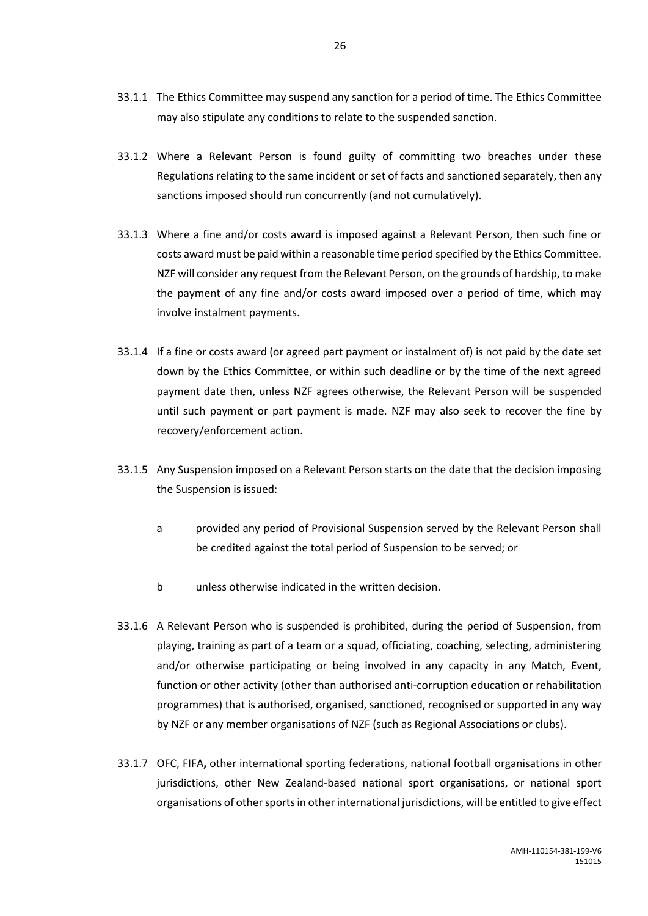33.1.1 The Ethics Committee may suspend any sanction for a period of time. The Ethics Committee may also stipulate any conditions to relate to the suspended sanction.

33.1.2 Where a Relevant Person is found guilty of committing two breaches under these Regulations relating to the same incident or set of facts and sanctioned separately, then any sanctions imposed should run concurrently (and not cumulatively).

33.1.3 Where a fine and/or costs award is imposed against a Relevant Person, then such fine or costs award must be paid within a reasonable time period specified by the Ethics Committee. NZF will consider any request from the Relevant Person, on the grounds of hardship, to make the payment of any fine and/or costs award imposed over a period of time, which may involve instalment payments.

33.1.4 If a fine or costs award (or agreed part payment or instalment of) is not paid by the date set down by the Ethics Committee, or within such deadline or by the time of the next agreed payment date then, unless NZF agrees otherwise, the Relevant Person will be suspended until such payment or part payment is made. NZF may also seek to recover the fine by recovery/enforcement action.

33.1.5 Any Suspension imposed on a Relevant Person starts on the date that the decision imposing the Suspension is issued:

a provided any period of Provisional Suspension served by the Relevant Person shall be credited against the total period of Suspension to be served; or

b unless otherwise indicated in the written decision.

33.1.6 A Relevant Person who is suspended is prohibited, during the period of Suspension, from playing, training as part of a team or a squad, officiating, coaching, selecting, administering and/or otherwise participating or being involved in any capacity in any Match, Event, function or other activity (other than authorised anti-corruption education or rehabilitation programmes) that is authorised, organised, sanctioned, recognised or supported in any way by NZF or any member organisations of NZF (such as Regional Associations or clubs).

33.1.7 OFC, FIFA**,** other international sporting federations, national football organisations in other jurisdictions, other New Zealand-based national sport organisations, or national sport organisations of other sports in other international jurisdictions, will be entitled to give effect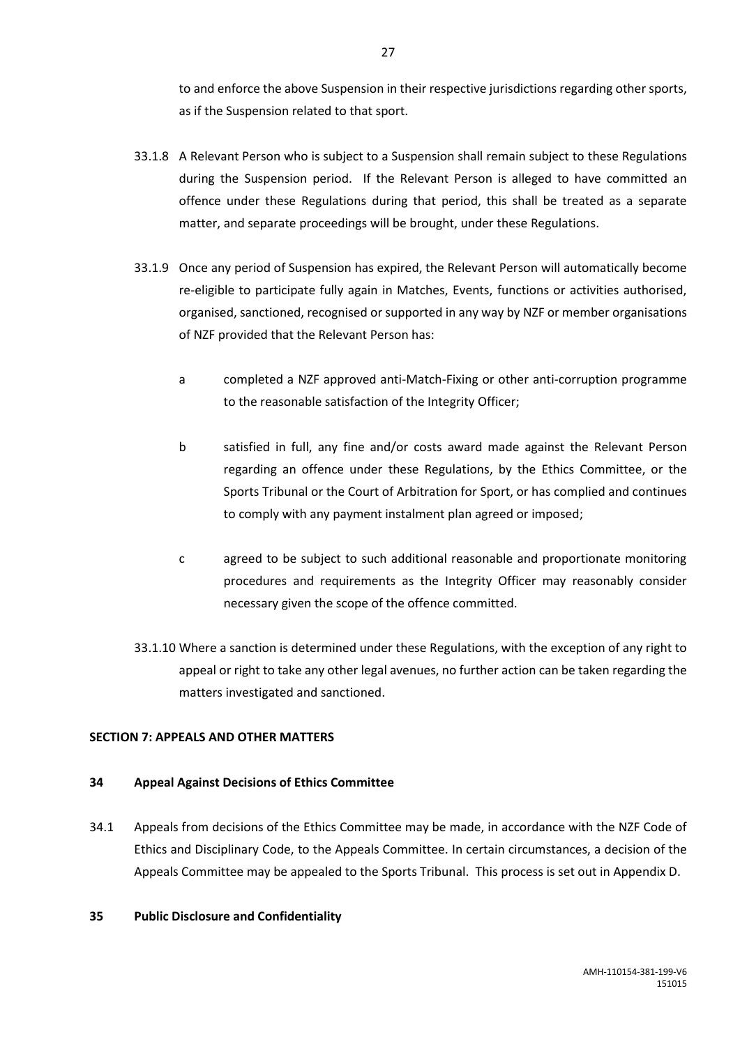to and enforce the above Suspension in their respective jurisdictions regarding other sports, as if the Suspension related to that sport.

33.1.8 A Relevant Person who is subject to a Suspension shall remain subject to these Regulations during the Suspension period. If the Relevant Person is alleged to have committed an offence under these Regulations during that period, this shall be treated as a separate matter, and separate proceedings will be brought, under these Regulations.

33.1.9 Once any period of Suspension has expired, the Relevant Person will automatically become re-eligible to participate fully again in Matches, Events, functions or activities authorised, organised, sanctioned, recognised or supported in any way by NZF or member organisations of NZF provided that the Relevant Person has:

a completed a NZF approved anti-Match-Fixing or other anti-corruption programme to the reasonable satisfaction of the Integrity Officer;

b satisfied in full, any fine and/or costs award made against the Relevant Person regarding an offence under these Regulations, by the Ethics Committee, or the Sports Tribunal or the Court of Arbitration for Sport, or has complied and continues to comply with any payment instalment plan agreed or imposed;

c agreed to be subject to such additional reasonable and proportionate monitoring procedures and requirements as the Integrity Officer may reasonably consider necessary given the scope of the offence committed.

33.1.10 Where a sanction is determined under these Regulations, with the exception of any right to appeal or right to take any other legal avenues, no further action can be taken regarding the matters investigated and sanctioned.

## SECTION 7: APPEALS AND OTHER MATTERS

### 34 Appeal Against Decisions of Ethics Committee

34.1 Appeals from decisions of the Ethics Committee may be made, in accordance with the NZF Code of Ethics and Disciplinary Code, to the Appeals Committee. In certain circumstances, a decision of the Appeals Committee may be appealed to the Sports Tribunal. This process is set out in Appendix D.

### 35 Public Disclosure and Confidentiality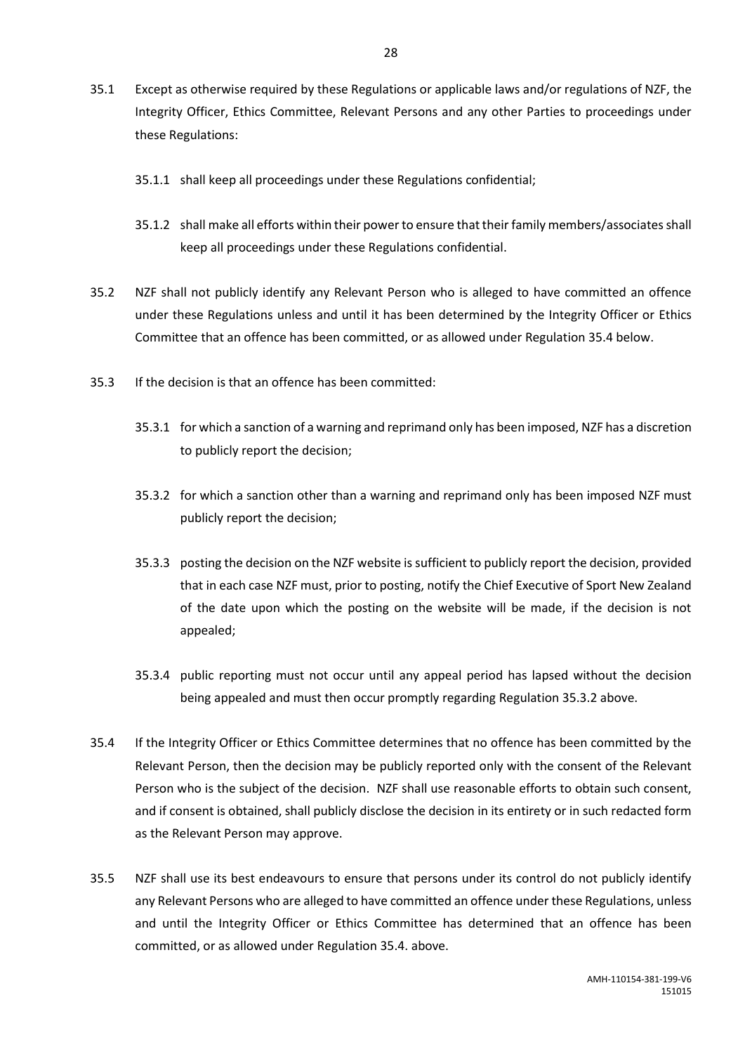35.1 Except as otherwise required by these Regulations or applicable laws and/or regulations of NZF, the Integrity Officer, Ethics Committee, Relevant Persons and any other Parties to proceedings under these Regulations:

35.1.1 shall keep all proceedings under these Regulations confidential;

35.1.2 shall make all efforts within their power to ensure that their family members/associates shall keep all proceedings under these Regulations confidential.

35.2 NZF shall not publicly identify any Relevant Person who is alleged to have committed an offence under these Regulations unless and until it has been determined by the Integrity Officer or Ethics Committee that an offence has been committed, or as allowed under Regulation 35.4 below.

35.3 If the decision is that an offence has been committed:

35.3.1 for which a sanction of a warning and reprimand only has been imposed, NZF has a discretion to publicly report the decision;

35.3.2 for which a sanction other than a warning and reprimand only has been imposed NZF must publicly report the decision;

35.3.3 posting the decision on the NZF website is sufficient to publicly report the decision, provided that in each case NZF must, prior to posting, notify the Chief Executive of Sport New Zealand of the date upon which the posting on the website will be made, if the decision is not appealed;

35.3.4 public reporting must not occur until any appeal period has lapsed without the decision being appealed and must then occur promptly regarding Regulation 35.3.2 above.

35.4 If the Integrity Officer or Ethics Committee determines that no offence has been committed by the Relevant Person, then the decision may be publicly reported only with the consent of the Relevant Person who is the subject of the decision. NZF shall use reasonable efforts to obtain such consent, and if consent is obtained, shall publicly disclose the decision in its entirety or in such redacted form as the Relevant Person may approve.

35.5 NZF shall use its best endeavours to ensure that persons under its control do not publicly identify any Relevant Persons who are alleged to have committed an offence under these Regulations, unless and until the Integrity Officer or Ethics Committee has determined that an offence has been committed, or as allowed under Regulation 35.4. above.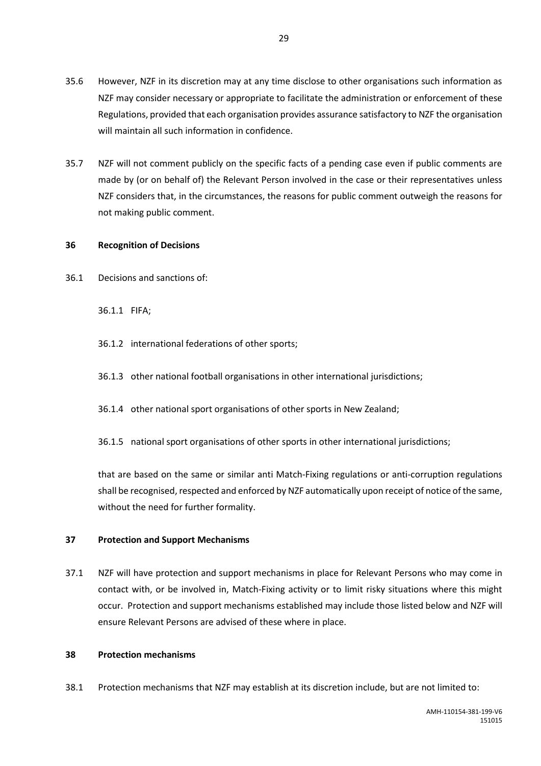35.6 However, NZF in its discretion may at any time disclose to other organisations such information as NZF may consider necessary or appropriate to facilitate the administration or enforcement of these Regulations, provided that each organisation provides assurance satisfactory to NZF the organisation will maintain all such information in confidence.

35.7 NZF will not comment publicly on the specific facts of a pending case even if public comments are made by (or on behalf of) the Relevant Person involved in the case or their representatives unless NZF considers that, in the circumstances, the reasons for public comment outweigh the reasons for not making public comment.

**36 Recognition of Decisions**

36.1 Decisions and sanctions of:

36.1.1 FIFA;

36.1.2 international federations of other sports;

36.1.3 other national football organisations in other international jurisdictions;

36.1.4 other national sport organisations of other sports in New Zealand;

36.1.5 national sport organisations of other sports in other international jurisdictions;

that are based on the same or similar anti Match-Fixing regulations or anti-corruption regulations shall be recognised, respected and enforced by NZF automatically upon receipt of notice of the same, without the need for further formality.

**37 Protection and Support Mechanisms**

37.1 NZF will have protection and support mechanisms in place for Relevant Persons who may come in contact with, or be involved in, Match-Fixing activity or to limit risky situations where this might occur. Protection and support mechanisms established may include those listed below and NZF will ensure Relevant Persons are advised of these where in place.

**38 Protection mechanisms**

38.1 Protection mechanisms that NZF may establish at its discretion include, but are not limited to: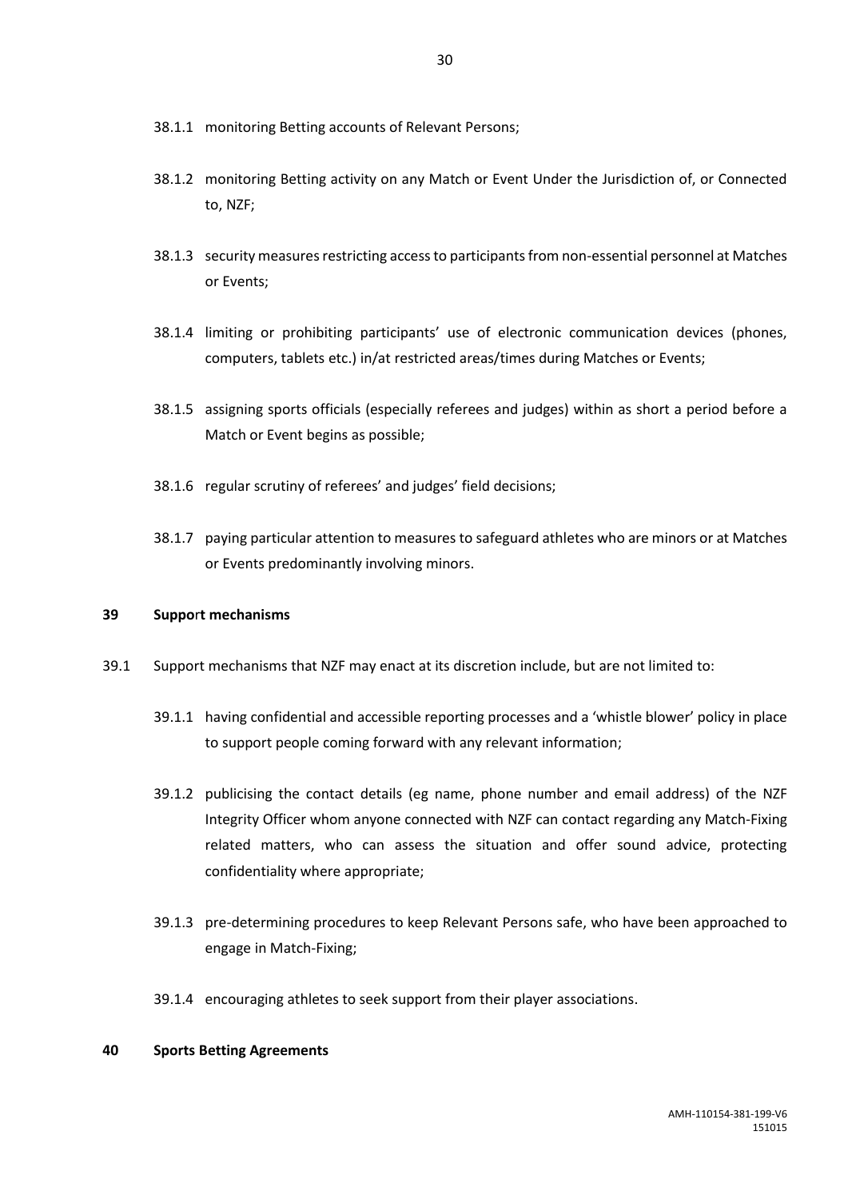38.1.1 monitoring Betting accounts of Relevant Persons;

38.1.2 monitoring Betting activity on any Match or Event Under the Jurisdiction of, or Connected to, NZF;

38.1.3 security measures restricting access to participants from non-essential personnel at Matches or Events;

38.1.4 limiting or prohibiting participants' use of electronic communication devices (phones, computers, tablets etc.) in/at restricted areas/times during Matches or Events;

38.1.5 assigning sports officials (especially referees and judges) within as short a period before a Match or Event begins as possible;

38.1.6 regular scrutiny of referees' and judges' field decisions;

38.1.7 paying particular attention to measures to safeguard athletes who are minors or at Matches or Events predominantly involving minors.

## 39 Support mechanisms

39.1 Support mechanisms that NZF may enact at its discretion include, but are not limited to:

39.1.1 having confidential and accessible reporting processes and a 'whistle blower' policy in place to support people coming forward with any relevant information;

39.1.2 publicising the contact details (eg name, phone number and email address) of the NZF Integrity Officer whom anyone connected with NZF can contact regarding any Match-Fixing related matters, who can assess the situation and offer sound advice, protecting confidentiality where appropriate;

39.1.3 pre-determining procedures to keep Relevant Persons safe, who have been approached to engage in Match-Fixing;

39.1.4 encouraging athletes to seek support from their player associations.

## 40 Sports Betting Agreements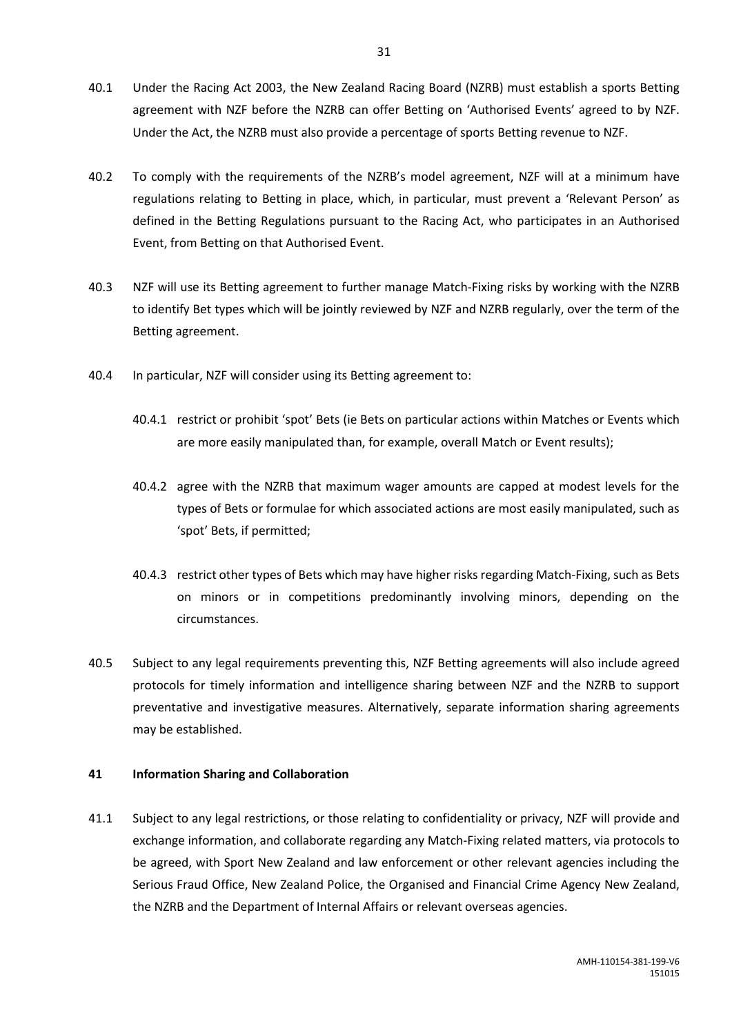40.1 Under the Racing Act 2003, the New Zealand Racing Board (NZRB) must establish a sports Betting agreement with NZF before the NZRB can offer Betting on 'Authorised Events' agreed to by NZF. Under the Act, the NZRB must also provide a percentage of sports Betting revenue to NZF.

40.2 To comply with the requirements of the NZRB's model agreement, NZF will at a minimum have regulations relating to Betting in place, which, in particular, must prevent a 'Relevant Person' as defined in the Betting Regulations pursuant to the Racing Act, who participates in an Authorised Event, from Betting on that Authorised Event.

40.3 NZF will use its Betting agreement to further manage Match-Fixing risks by working with the NZRB to identify Bet types which will be jointly reviewed by NZF and NZRB regularly, over the term of the Betting agreement.

40.4 In particular, NZF will consider using its Betting agreement to:

40.4.1 restrict or prohibit 'spot' Bets (ie Bets on particular actions within Matches or Events which are more easily manipulated than, for example, overall Match or Event results);

40.4.2 agree with the NZRB that maximum wager amounts are capped at modest levels for the types of Bets or formulae for which associated actions are most easily manipulated, such as 'spot' Bets, if permitted;

40.4.3 restrict other types of Bets which may have higher risks regarding Match-Fixing, such as Bets on minors or in competitions predominantly involving minors, depending on the circumstances.

40.5 Subject to any legal requirements preventing this, NZF Betting agreements will also include agreed protocols for timely information and intelligence sharing between NZF and the NZRB to support preventative and investigative measures. Alternatively, separate information sharing agreements may be established.

## 41 Information Sharing and Collaboration

41.1 Subject to any legal restrictions, or those relating to confidentiality or privacy, NZF will provide and exchange information, and collaborate regarding any Match-Fixing related matters, via protocols to be agreed, with Sport New Zealand and law enforcement or other relevant agencies including the Serious Fraud Office, New Zealand Police, the Organised and Financial Crime Agency New Zealand, the NZRB and the Department of Internal Affairs or relevant overseas agencies.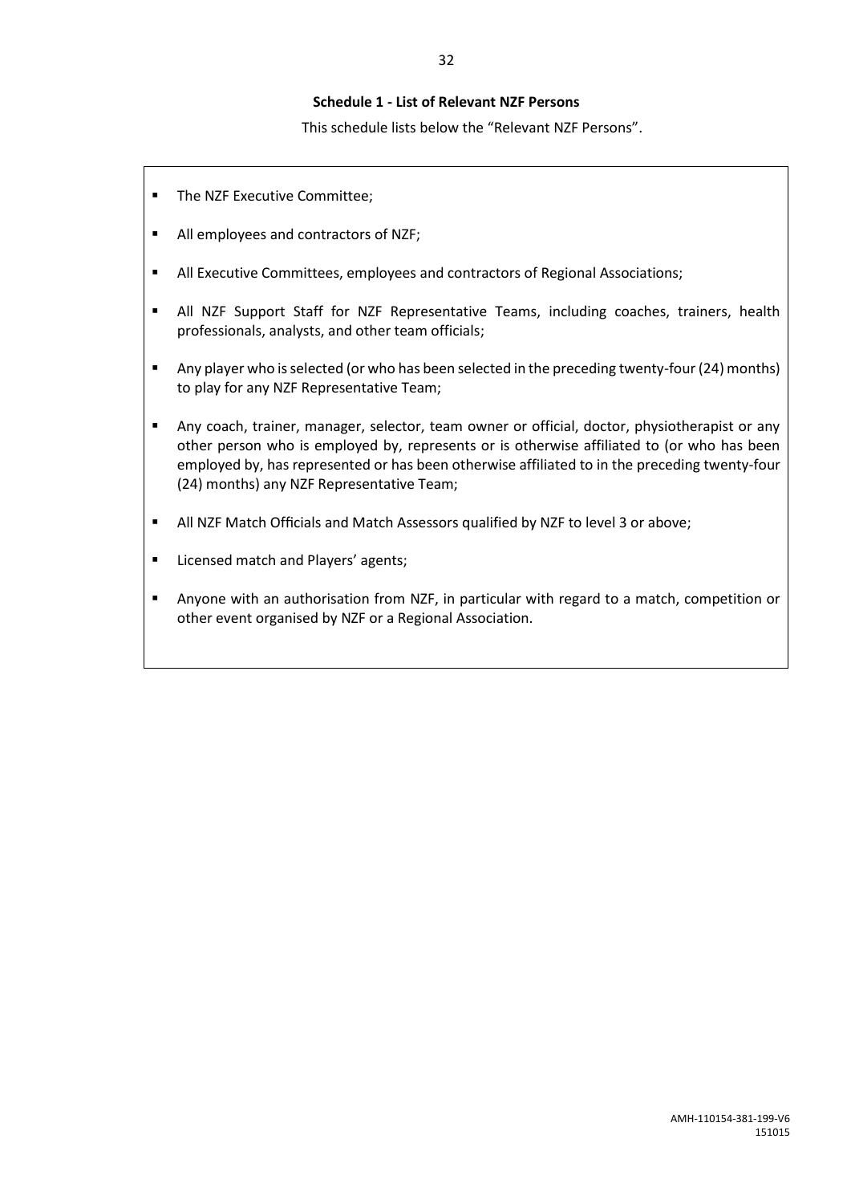## Schedule 1 - List of Relevant NZF Persons

This schedule lists below the "Relevant NZF Persons".

- The NZF Executive Committee;
- All employees and contractors of NZF;
- All Executive Committees, employees and contractors of Regional Associations;
- All NZF Support Staff for NZF Representative Teams, including coaches, trainers, health professionals, analysts, and other team officials;
- Any player who is selected (or who has been selected in the preceding twenty-four (24) months) to play for any NZF Representative Team;
- Any coach, trainer, manager, selector, team owner or official, doctor, physiotherapist or any other person who is employed by, represents or is otherwise affiliated to (or who has been employed by, has represented or has been otherwise affiliated to in the preceding twenty-four (24) months) any NZF Representative Team;
- All NZF Match Officials and Match Assessors qualified by NZF to level 3 or above;
- Licensed match and Players' agents;
- Anyone with an authorisation from NZF, in particular with regard to a match, competition or other event organised by NZF or a Regional Association.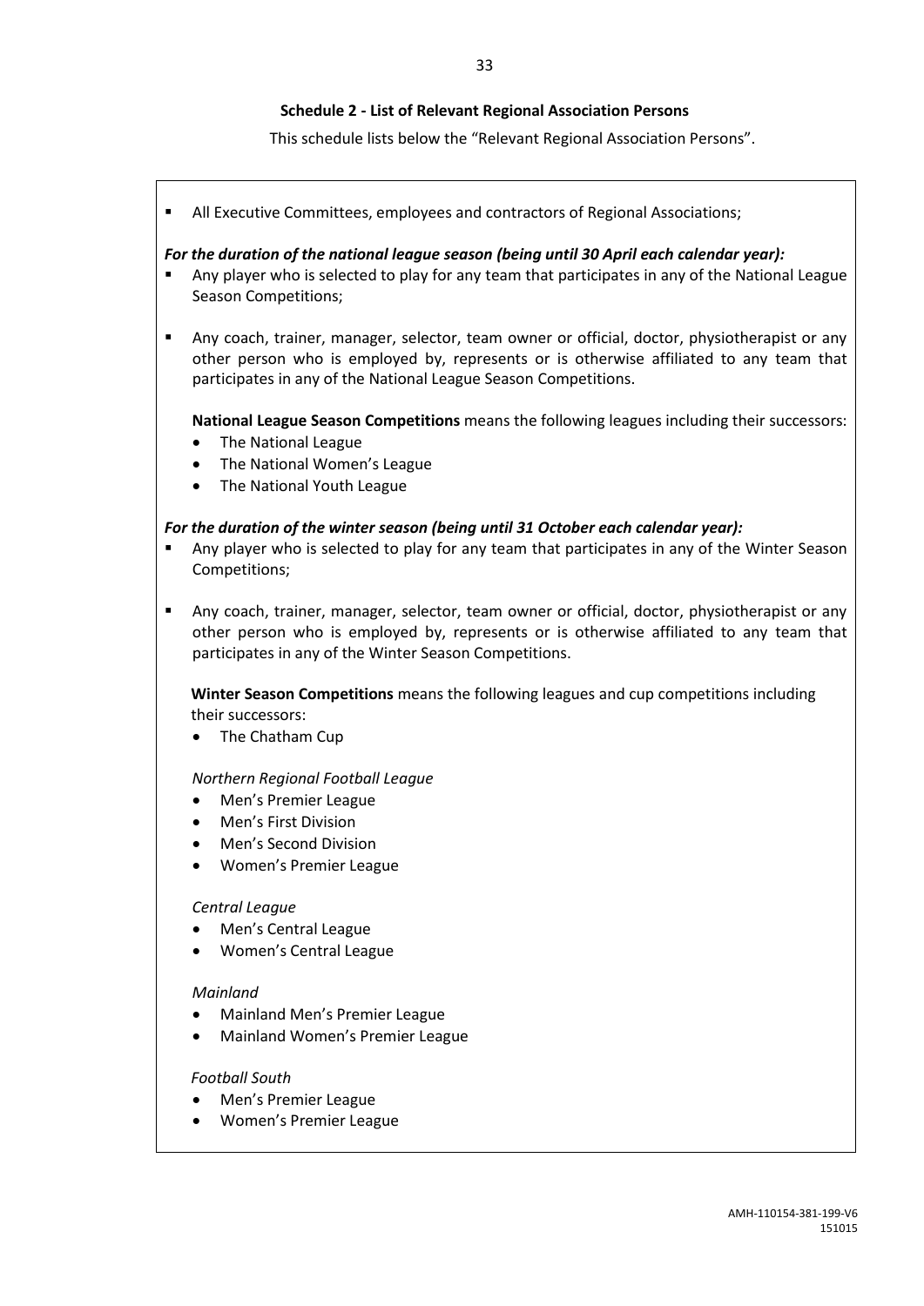**Schedule 2 - List of Relevant Regional Association Persons**

This schedule lists below the "Relevant Regional Association Persons".

- All Executive Committees, employees and contractors of Regional Associations;

***For the duration of the national league season (being until 30 April each calendar year):***

- Any player who is selected to play for any team that participates in any of the National League Season Competitions;
- Any coach, trainer, manager, selector, team owner or official, doctor, physiotherapist or any other person who is employed by, represents or is otherwise affiliated to any team that participates in any of the National League Season Competitions.

  **National League Season Competitions** means the following leagues including their successors:

  - The National League
  - The National Women's League
  - The National Youth League

***For the duration of the winter season (being until 31 October each calendar year):***

- Any player who is selected to play for any team that participates in any of the Winter Season Competitions;
- Any coach, trainer, manager, selector, team owner or official, doctor, physiotherapist or any other person who is employed by, represents or is otherwise affiliated to any team that participates in any of the Winter Season Competitions.

  **Winter Season Competitions** means the following leagues and cup competitions including their successors:

  - The Chatham Cup

  *Northern Regional Football League*

  - Men's Premier League
  - Men's First Division
  - Men's Second Division
  - Women's Premier League

  *Central League*

  - Men's Central League
  - Women's Central League

  *Mainland*

  - Mainland Men's Premier League
  - Mainland Women's Premier League

  *Football South*

  - Men's Premier League
  - Women's Premier League

AMH-110154-381-199-V6
151015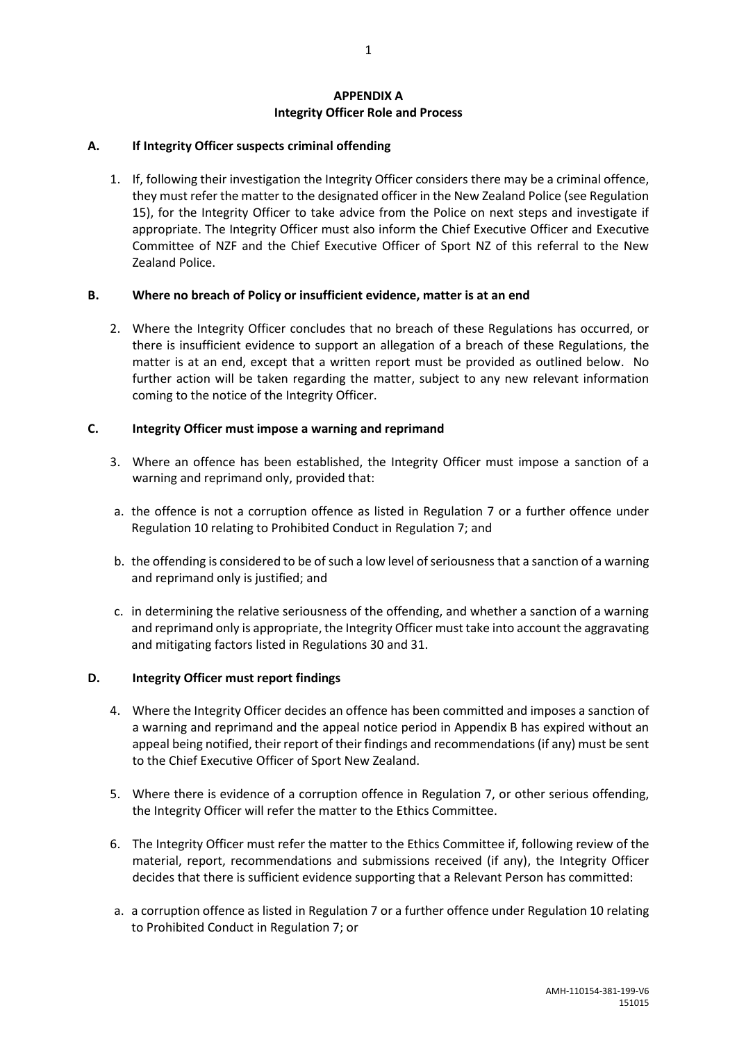**APPENDIX A**
**Integrity Officer Role and Process**

### A. If Integrity Officer suspects criminal offending

1. If, following their investigation the Integrity Officer considers there may be a criminal offence, they must refer the matter to the designated officer in the New Zealand Police (see Regulation 15), for the Integrity Officer to take advice from the Police on next steps and investigate if appropriate. The Integrity Officer must also inform the Chief Executive Officer and Executive Committee of NZF and the Chief Executive Officer of Sport NZ of this referral to the New Zealand Police.

### B. Where no breach of Policy or insufficient evidence, matter is at an end

2. Where the Integrity Officer concludes that no breach of these Regulations has occurred, or there is insufficient evidence to support an allegation of a breach of these Regulations, the matter is at an end, except that a written report must be provided as outlined below. No further action will be taken regarding the matter, subject to any new relevant information coming to the notice of the Integrity Officer.

### C. Integrity Officer must impose a warning and reprimand

3. Where an offence has been established, the Integrity Officer must impose a sanction of a warning and reprimand only, provided that:

   a. the offence is not a corruption offence as listed in Regulation 7 or a further offence under Regulation 10 relating to Prohibited Conduct in Regulation 7; and

   b. the offending is considered to be of such a low level of seriousness that a sanction of a warning and reprimand only is justified; and

   c. in determining the relative seriousness of the offending, and whether a sanction of a warning and reprimand only is appropriate, the Integrity Officer must take into account the aggravating and mitigating factors listed in Regulations 30 and 31.

### D. Integrity Officer must report findings

4. Where the Integrity Officer decides an offence has been committed and imposes a sanction of a warning and reprimand and the appeal notice period in Appendix B has expired without an appeal being notified, their report of their findings and recommendations (if any) must be sent to the Chief Executive Officer of Sport New Zealand.

5. Where there is evidence of a corruption offence in Regulation 7, or other serious offending, the Integrity Officer will refer the matter to the Ethics Committee.

6. The Integrity Officer must refer the matter to the Ethics Committee if, following review of the material, report, recommendations and submissions received (if any), the Integrity Officer decides that there is sufficient evidence supporting that a Relevant Person has committed:

   a. a corruption offence as listed in Regulation 7 or a further offence under Regulation 10 relating to Prohibited Conduct in Regulation 7; or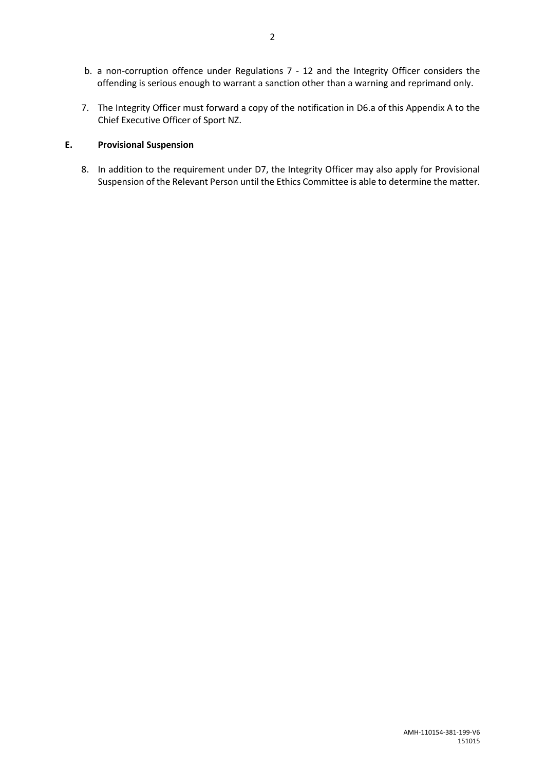b. a non-corruption offence under Regulations 7 - 12 and the Integrity Officer considers the offending is serious enough to warrant a sanction other than a warning and reprimand only.

7. The Integrity Officer must forward a copy of the notification in D6.a of this Appendix A to the Chief Executive Officer of Sport NZ.

## E. Provisional Suspension

8. In addition to the requirement under D7, the Integrity Officer may also apply for Provisional Suspension of the Relevant Person until the Ethics Committee is able to determine the matter.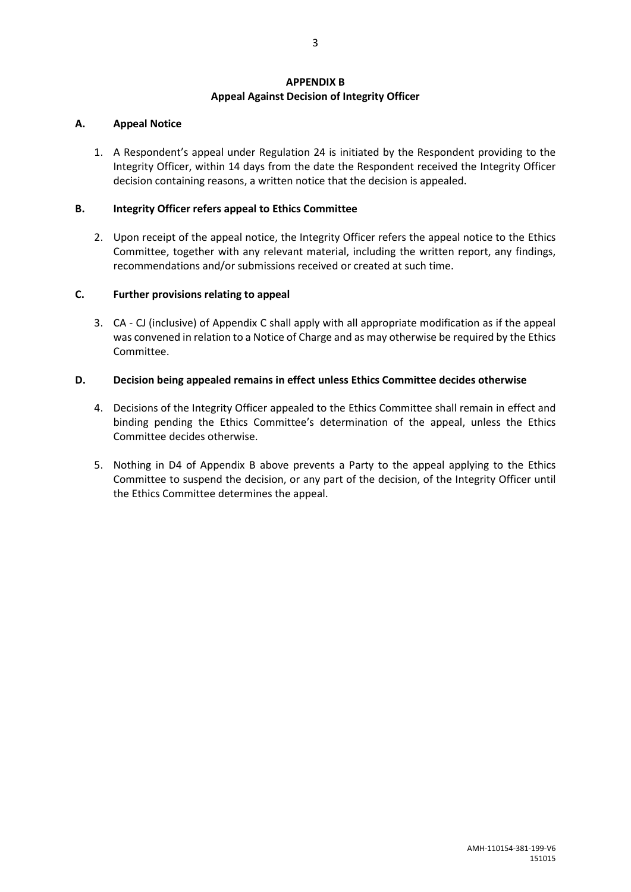# APPENDIX B
## Appeal Against Decision of Integrity Officer

### A. Appeal Notice

1. A Respondent's appeal under Regulation 24 is initiated by the Respondent providing to the Integrity Officer, within 14 days from the date the Respondent received the Integrity Officer decision containing reasons, a written notice that the decision is appealed.

### B. Integrity Officer refers appeal to Ethics Committee

2. Upon receipt of the appeal notice, the Integrity Officer refers the appeal notice to the Ethics Committee, together with any relevant material, including the written report, any findings, recommendations and/or submissions received or created at such time.

### C. Further provisions relating to appeal

3. CA - CJ (inclusive) of Appendix C shall apply with all appropriate modification as if the appeal was convened in relation to a Notice of Charge and as may otherwise be required by the Ethics Committee.

### D. Decision being appealed remains in effect unless Ethics Committee decides otherwise

4. Decisions of the Integrity Officer appealed to the Ethics Committee shall remain in effect and binding pending the Ethics Committee's determination of the appeal, unless the Ethics Committee decides otherwise.

5. Nothing in D4 of Appendix B above prevents a Party to the appeal applying to the Ethics Committee to suspend the decision, or any part of the decision, of the Integrity Officer until the Ethics Committee determines the appeal.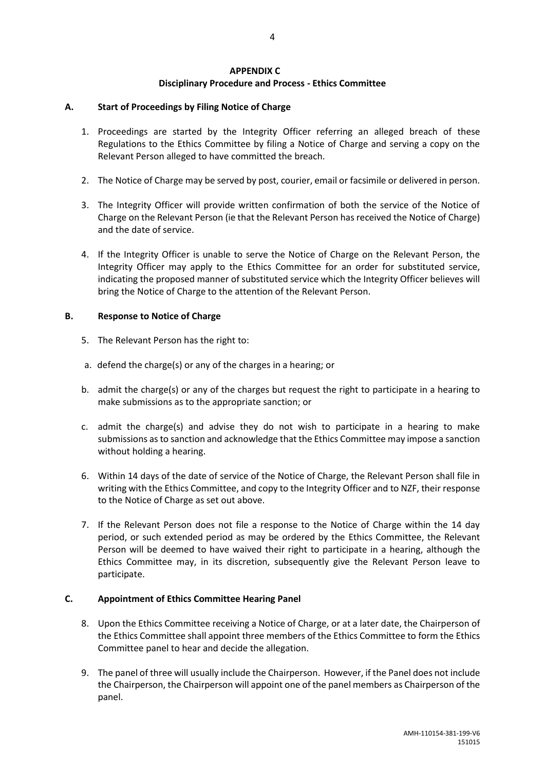## APPENDIX C
## Disciplinary Procedure and Process - Ethics Committee

### A. Start of Proceedings by Filing Notice of Charge

1. Proceedings are started by the Integrity Officer referring an alleged breach of these Regulations to the Ethics Committee by filing a Notice of Charge and serving a copy on the Relevant Person alleged to have committed the breach.

2. The Notice of Charge may be served by post, courier, email or facsimile or delivered in person.

3. The Integrity Officer will provide written confirmation of both the service of the Notice of Charge on the Relevant Person (ie that the Relevant Person has received the Notice of Charge) and the date of service.

4. If the Integrity Officer is unable to serve the Notice of Charge on the Relevant Person, the Integrity Officer may apply to the Ethics Committee for an order for substituted service, indicating the proposed manner of substituted service which the Integrity Officer believes will bring the Notice of Charge to the attention of the Relevant Person.

### B. Response to Notice of Charge

5. The Relevant Person has the right to:

   a. defend the charge(s) or any of the charges in a hearing; or

   b. admit the charge(s) or any of the charges but request the right to participate in a hearing to make submissions as to the appropriate sanction; or

   c. admit the charge(s) and advise they do not wish to participate in a hearing to make submissions as to sanction and acknowledge that the Ethics Committee may impose a sanction without holding a hearing.

6. Within 14 days of the date of service of the Notice of Charge, the Relevant Person shall file in writing with the Ethics Committee, and copy to the Integrity Officer and to NZF, their response to the Notice of Charge as set out above.

7. If the Relevant Person does not file a response to the Notice of Charge within the 14 day period, or such extended period as may be ordered by the Ethics Committee, the Relevant Person will be deemed to have waived their right to participate in a hearing, although the Ethics Committee may, in its discretion, subsequently give the Relevant Person leave to participate.

### C. Appointment of Ethics Committee Hearing Panel

8. Upon the Ethics Committee receiving a Notice of Charge, or at a later date, the Chairperson of the Ethics Committee shall appoint three members of the Ethics Committee to form the Ethics Committee panel to hear and decide the allegation.

9. The panel of three will usually include the Chairperson. However, if the Panel does not include the Chairperson, the Chairperson will appoint one of the panel members as Chairperson of the panel.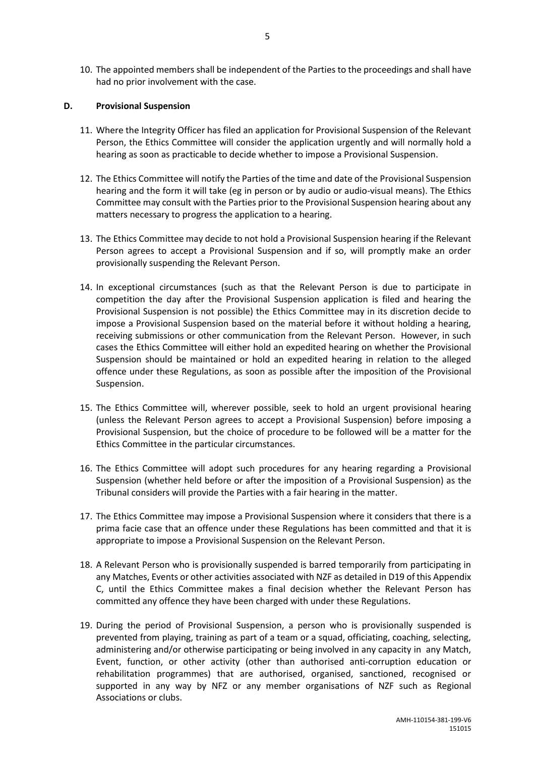10. The appointed members shall be independent of the Parties to the proceedings and shall have had no prior involvement with the case.

## D. Provisional Suspension

11. Where the Integrity Officer has filed an application for Provisional Suspension of the Relevant Person, the Ethics Committee will consider the application urgently and will normally hold a hearing as soon as practicable to decide whether to impose a Provisional Suspension.

12. The Ethics Committee will notify the Parties of the time and date of the Provisional Suspension hearing and the form it will take (eg in person or by audio or audio-visual means). The Ethics Committee may consult with the Parties prior to the Provisional Suspension hearing about any matters necessary to progress the application to a hearing.

13. The Ethics Committee may decide to not hold a Provisional Suspension hearing if the Relevant Person agrees to accept a Provisional Suspension and if so, will promptly make an order provisionally suspending the Relevant Person.

14. In exceptional circumstances (such as that the Relevant Person is due to participate in competition the day after the Provisional Suspension application is filed and hearing the Provisional Suspension is not possible) the Ethics Committee may in its discretion decide to impose a Provisional Suspension based on the material before it without holding a hearing, receiving submissions or other communication from the Relevant Person. However, in such cases the Ethics Committee will either hold an expedited hearing on whether the Provisional Suspension should be maintained or hold an expedited hearing in relation to the alleged offence under these Regulations, as soon as possible after the imposition of the Provisional Suspension.

15. The Ethics Committee will, wherever possible, seek to hold an urgent provisional hearing (unless the Relevant Person agrees to accept a Provisional Suspension) before imposing a Provisional Suspension, but the choice of procedure to be followed will be a matter for the Ethics Committee in the particular circumstances.

16. The Ethics Committee will adopt such procedures for any hearing regarding a Provisional Suspension (whether held before or after the imposition of a Provisional Suspension) as the Tribunal considers will provide the Parties with a fair hearing in the matter.

17. The Ethics Committee may impose a Provisional Suspension where it considers that there is a prima facie case that an offence under these Regulations has been committed and that it is appropriate to impose a Provisional Suspension on the Relevant Person.

18. A Relevant Person who is provisionally suspended is barred temporarily from participating in any Matches, Events or other activities associated with NZF as detailed in D19 of this Appendix C, until the Ethics Committee makes a final decision whether the Relevant Person has committed any offence they have been charged with under these Regulations.

19. During the period of Provisional Suspension, a person who is provisionally suspended is prevented from playing, training as part of a team or a squad, officiating, coaching, selecting, administering and/or otherwise participating or being involved in any capacity in any Match, Event, function, or other activity (other than authorised anti-corruption education or rehabilitation programmes) that are authorised, organised, sanctioned, recognised or supported in any way by NFZ or any member organisations of NZF such as Regional Associations or clubs.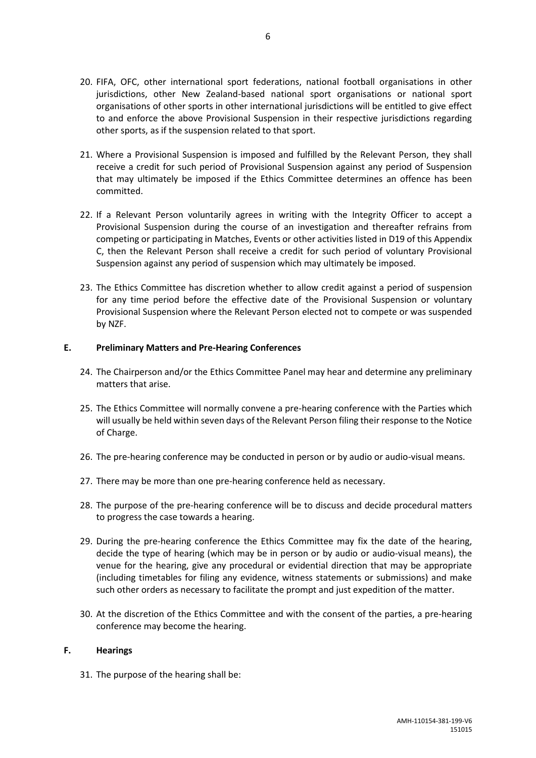20. FIFA, OFC, other international sport federations, national football organisations in other jurisdictions, other New Zealand-based national sport organisations or national sport organisations of other sports in other international jurisdictions will be entitled to give effect to and enforce the above Provisional Suspension in their respective jurisdictions regarding other sports, as if the suspension related to that sport.

21. Where a Provisional Suspension is imposed and fulfilled by the Relevant Person, they shall receive a credit for such period of Provisional Suspension against any period of Suspension that may ultimately be imposed if the Ethics Committee determines an offence has been committed.

22. If a Relevant Person voluntarily agrees in writing with the Integrity Officer to accept a Provisional Suspension during the course of an investigation and thereafter refrains from competing or participating in Matches, Events or other activities listed in D19 of this Appendix C, then the Relevant Person shall receive a credit for such period of voluntary Provisional Suspension against any period of suspension which may ultimately be imposed.

23. The Ethics Committee has discretion whether to allow credit against a period of suspension for any time period before the effective date of the Provisional Suspension or voluntary Provisional Suspension where the Relevant Person elected not to compete or was suspended by NZF.

## E. Preliminary Matters and Pre-Hearing Conferences

24. The Chairperson and/or the Ethics Committee Panel may hear and determine any preliminary matters that arise.

25. The Ethics Committee will normally convene a pre-hearing conference with the Parties which will usually be held within seven days of the Relevant Person filing their response to the Notice of Charge.

26. The pre-hearing conference may be conducted in person or by audio or audio-visual means.

27. There may be more than one pre-hearing conference held as necessary.

28. The purpose of the pre-hearing conference will be to discuss and decide procedural matters to progress the case towards a hearing.

29. During the pre-hearing conference the Ethics Committee may fix the date of the hearing, decide the type of hearing (which may be in person or by audio or audio-visual means), the venue for the hearing, give any procedural or evidential direction that may be appropriate (including timetables for filing any evidence, witness statements or submissions) and make such other orders as necessary to facilitate the prompt and just expedition of the matter.

30. At the discretion of the Ethics Committee and with the consent of the parties, a pre-hearing conference may become the hearing.

## F. Hearings

31. The purpose of the hearing shall be: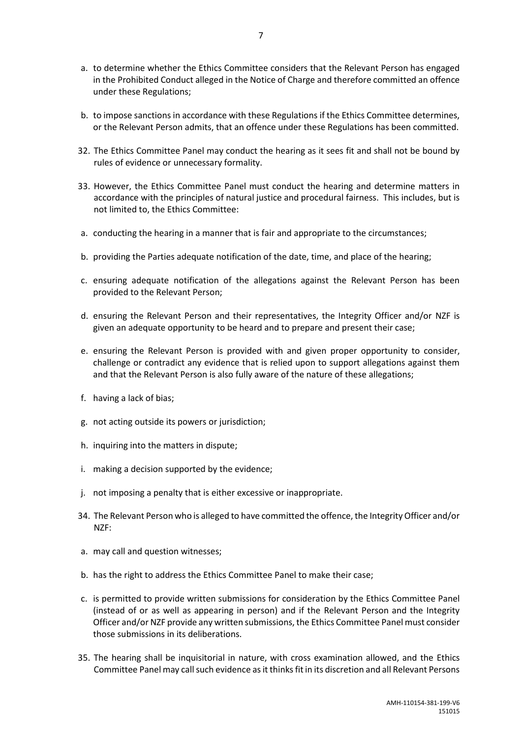a. to determine whether the Ethics Committee considers that the Relevant Person has engaged in the Prohibited Conduct alleged in the Notice of Charge and therefore committed an offence under these Regulations;

b. to impose sanctions in accordance with these Regulations if the Ethics Committee determines, or the Relevant Person admits, that an offence under these Regulations has been committed.

32. The Ethics Committee Panel may conduct the hearing as it sees fit and shall not be bound by rules of evidence or unnecessary formality.

33. However, the Ethics Committee Panel must conduct the hearing and determine matters in accordance with the principles of natural justice and procedural fairness. This includes, but is not limited to, the Ethics Committee:

a. conducting the hearing in a manner that is fair and appropriate to the circumstances;

b. providing the Parties adequate notification of the date, time, and place of the hearing;

c. ensuring adequate notification of the allegations against the Relevant Person has been provided to the Relevant Person;

d. ensuring the Relevant Person and their representatives, the Integrity Officer and/or NZF is given an adequate opportunity to be heard and to prepare and present their case;

e. ensuring the Relevant Person is provided with and given proper opportunity to consider, challenge or contradict any evidence that is relied upon to support allegations against them and that the Relevant Person is also fully aware of the nature of these allegations;

f. having a lack of bias;

g. not acting outside its powers or jurisdiction;

h. inquiring into the matters in dispute;

i. making a decision supported by the evidence;

j. not imposing a penalty that is either excessive or inappropriate.

34. The Relevant Person who is alleged to have committed the offence, the Integrity Officer and/or NZF:

a. may call and question witnesses;

b. has the right to address the Ethics Committee Panel to make their case;

c. is permitted to provide written submissions for consideration by the Ethics Committee Panel (instead of or as well as appearing in person) and if the Relevant Person and the Integrity Officer and/or NZF provide any written submissions, the Ethics Committee Panel must consider those submissions in its deliberations.

35. The hearing shall be inquisitorial in nature, with cross examination allowed, and the Ethics Committee Panel may call such evidence as it thinks fit in its discretion and all Relevant Persons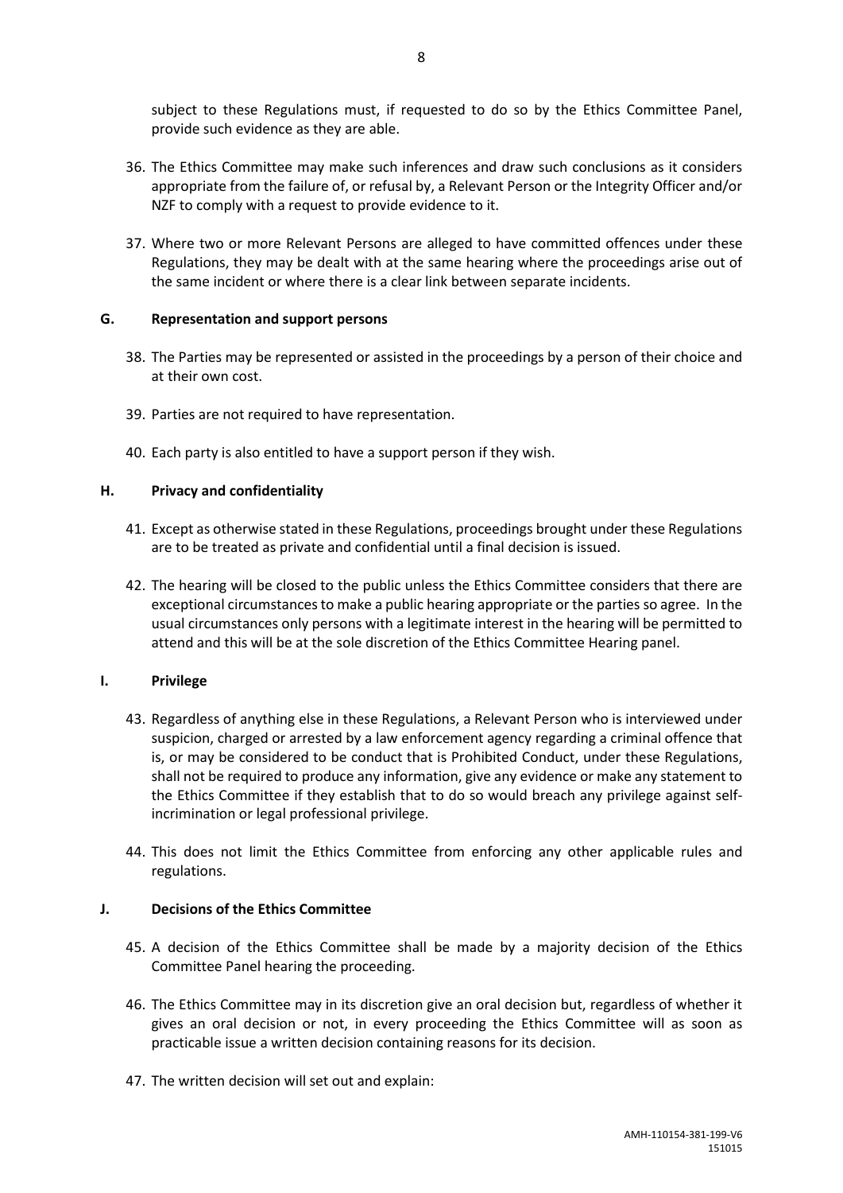subject to these Regulations must, if requested to do so by the Ethics Committee Panel, provide such evidence as they are able.

36. The Ethics Committee may make such inferences and draw such conclusions as it considers appropriate from the failure of, or refusal by, a Relevant Person or the Integrity Officer and/or NZF to comply with a request to provide evidence to it.

37. Where two or more Relevant Persons are alleged to have committed offences under these Regulations, they may be dealt with at the same hearing where the proceedings arise out of the same incident or where there is a clear link between separate incidents.

## G. Representation and support persons

38. The Parties may be represented or assisted in the proceedings by a person of their choice and at their own cost.

39. Parties are not required to have representation.

40. Each party is also entitled to have a support person if they wish.

## H. Privacy and confidentiality

41. Except as otherwise stated in these Regulations, proceedings brought under these Regulations are to be treated as private and confidential until a final decision is issued.

42. The hearing will be closed to the public unless the Ethics Committee considers that there are exceptional circumstances to make a public hearing appropriate or the parties so agree. In the usual circumstances only persons with a legitimate interest in the hearing will be permitted to attend and this will be at the sole discretion of the Ethics Committee Hearing panel.

## I. Privilege

43. Regardless of anything else in these Regulations, a Relevant Person who is interviewed under suspicion, charged or arrested by a law enforcement agency regarding a criminal offence that is, or may be considered to be conduct that is Prohibited Conduct, under these Regulations, shall not be required to produce any information, give any evidence or make any statement to the Ethics Committee if they establish that to do so would breach any privilege against self-incrimination or legal professional privilege.

44. This does not limit the Ethics Committee from enforcing any other applicable rules and regulations.

## J. Decisions of the Ethics Committee

45. A decision of the Ethics Committee shall be made by a majority decision of the Ethics Committee Panel hearing the proceeding.

46. The Ethics Committee may in its discretion give an oral decision but, regardless of whether it gives an oral decision or not, in every proceeding the Ethics Committee will as soon as practicable issue a written decision containing reasons for its decision.

47. The written decision will set out and explain: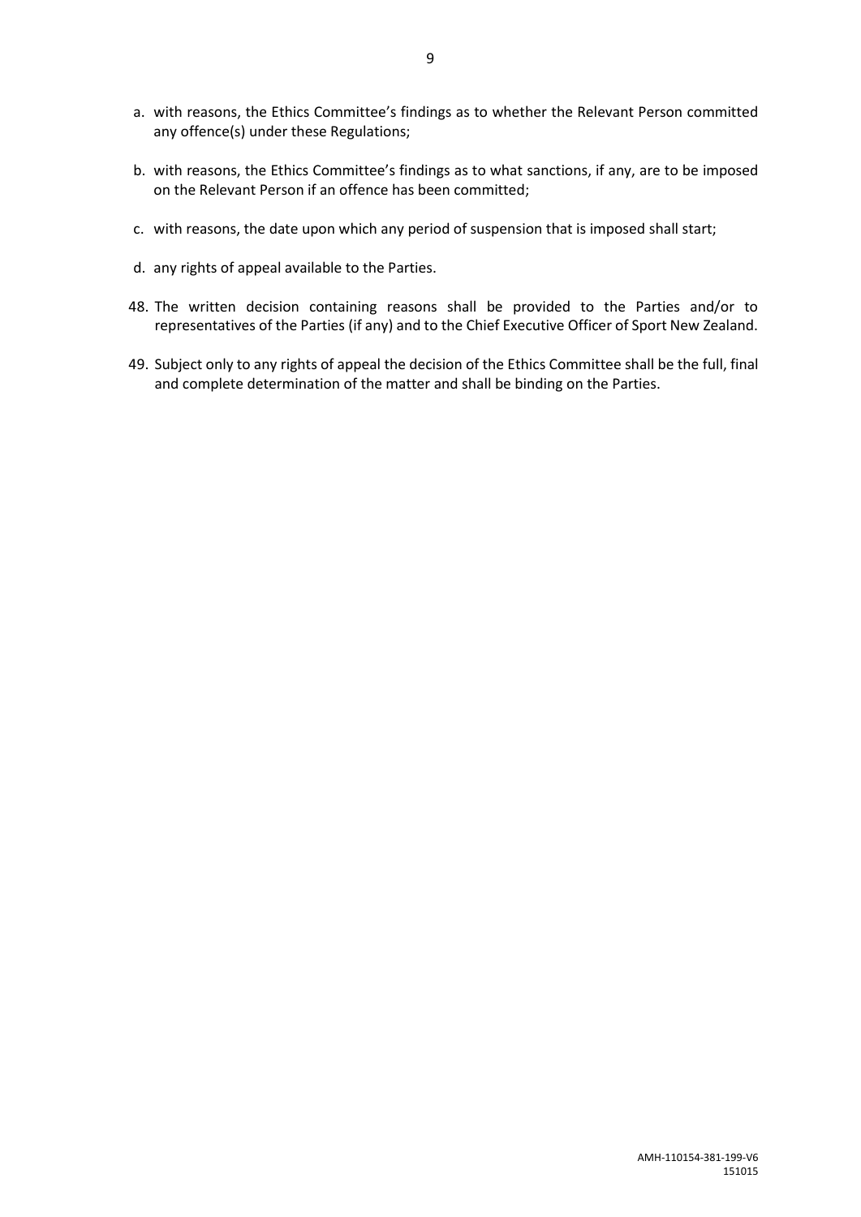a. with reasons, the Ethics Committee's findings as to whether the Relevant Person committed any offence(s) under these Regulations;

b. with reasons, the Ethics Committee's findings as to what sanctions, if any, are to be imposed on the Relevant Person if an offence has been committed;

c. with reasons, the date upon which any period of suspension that is imposed shall start;

d. any rights of appeal available to the Parties.

48. The written decision containing reasons shall be provided to the Parties and/or to representatives of the Parties (if any) and to the Chief Executive Officer of Sport New Zealand.

49. Subject only to any rights of appeal the decision of the Ethics Committee shall be the full, final and complete determination of the matter and shall be binding on the Parties.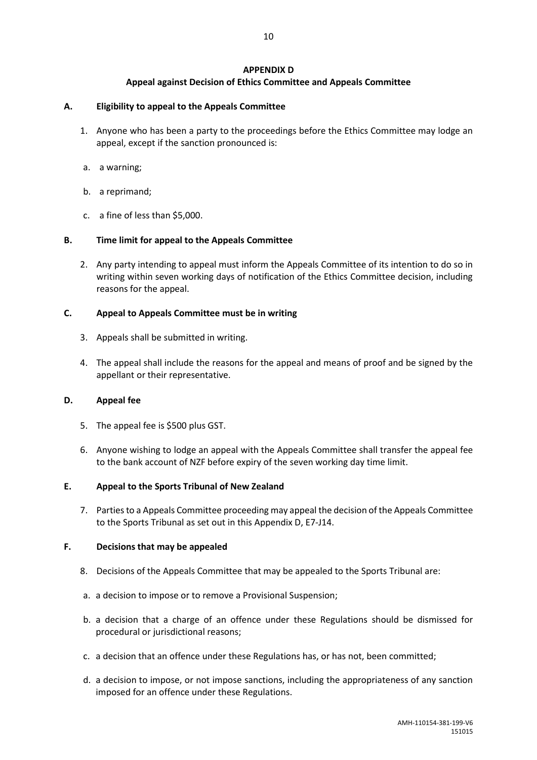## APPENDIX D

## Appeal against Decision of Ethics Committee and Appeals Committee

### A. Eligibility to appeal to the Appeals Committee

1. Anyone who has been a party to the proceedings before the Ethics Committee may lodge an appeal, except if the sanction pronounced is:

   a. a warning;

   b. a reprimand;

   c. a fine of less than $5,000.

### B. Time limit for appeal to the Appeals Committee

2. Any party intending to appeal must inform the Appeals Committee of its intention to do so in writing within seven working days of notification of the Ethics Committee decision, including reasons for the appeal.

### C. Appeal to Appeals Committee must be in writing

3. Appeals shall be submitted in writing.

4. The appeal shall include the reasons for the appeal and means of proof and be signed by the appellant or their representative.

### D. Appeal fee

5. The appeal fee is $500 plus GST.

6. Anyone wishing to lodge an appeal with the Appeals Committee shall transfer the appeal fee to the bank account of NZF before expiry of the seven working day time limit.

### E. Appeal to the Sports Tribunal of New Zealand

7. Parties to a Appeals Committee proceeding may appeal the decision of the Appeals Committee to the Sports Tribunal as set out in this Appendix D, E7-J14.

### F. Decisions that may be appealed

8. Decisions of the Appeals Committee that may be appealed to the Sports Tribunal are:

   a. a decision to impose or to remove a Provisional Suspension;

   b. a decision that a charge of an offence under these Regulations should be dismissed for procedural or jurisdictional reasons;

   c. a decision that an offence under these Regulations has, or has not, been committed;

   d. a decision to impose, or not impose sanctions, including the appropriateness of any sanction imposed for an offence under these Regulations.

AMH-110154-381-199-V6
151015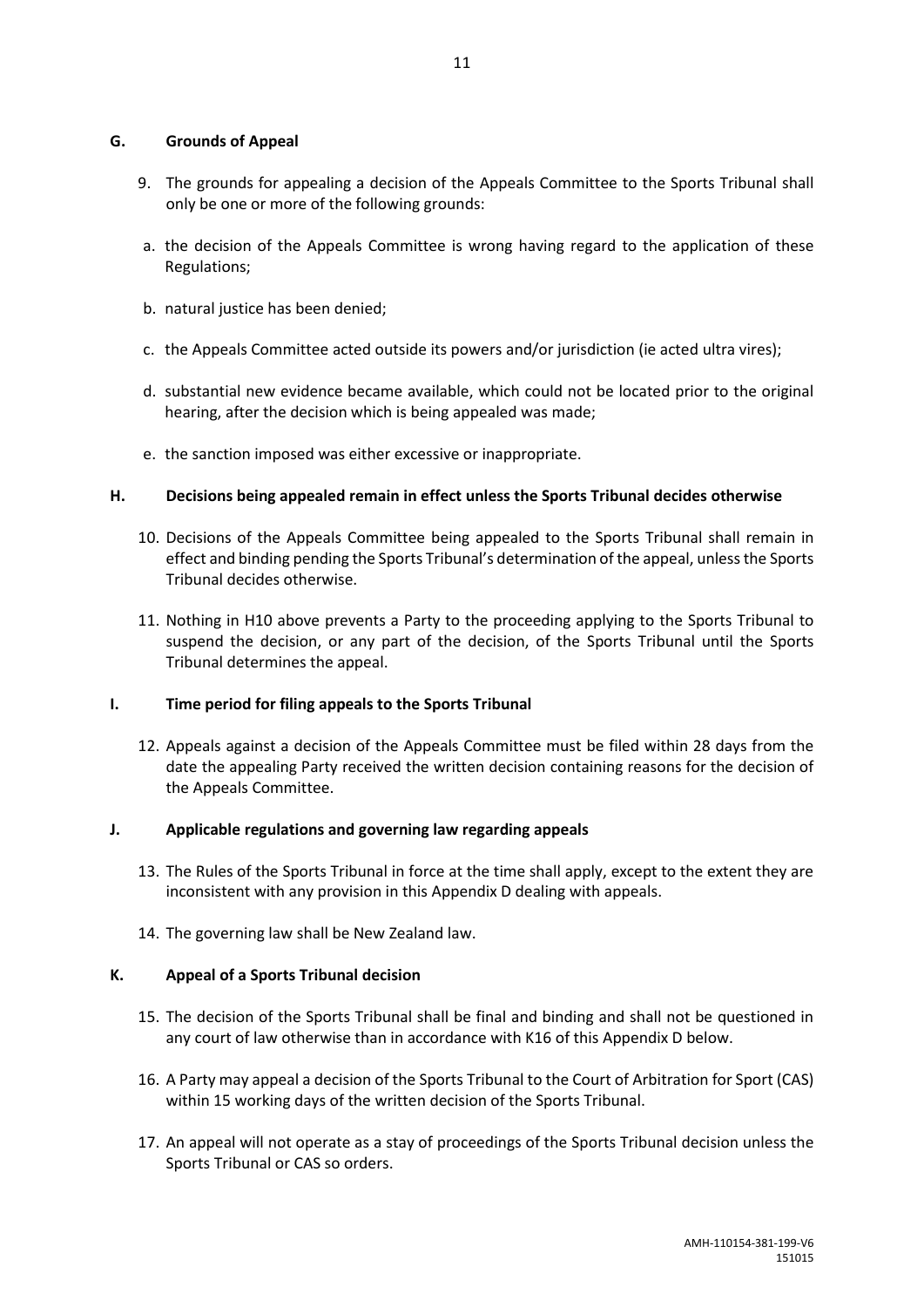## G. Grounds of Appeal

9. The grounds for appealing a decision of the Appeals Committee to the Sports Tribunal shall only be one or more of the following grounds:

   a. the decision of the Appeals Committee is wrong having regard to the application of these Regulations;

   b. natural justice has been denied;

   c. the Appeals Committee acted outside its powers and/or jurisdiction (ie acted ultra vires);

   d. substantial new evidence became available, which could not be located prior to the original hearing, after the decision which is being appealed was made;

   e. the sanction imposed was either excessive or inappropriate.

## H. Decisions being appealed remain in effect unless the Sports Tribunal decides otherwise

10. Decisions of the Appeals Committee being appealed to the Sports Tribunal shall remain in effect and binding pending the Sports Tribunal's determination of the appeal, unless the Sports Tribunal decides otherwise.

11. Nothing in H10 above prevents a Party to the proceeding applying to the Sports Tribunal to suspend the decision, or any part of the decision, of the Sports Tribunal until the Sports Tribunal determines the appeal.

## I. Time period for filing appeals to the Sports Tribunal

12. Appeals against a decision of the Appeals Committee must be filed within 28 days from the date the appealing Party received the written decision containing reasons for the decision of the Appeals Committee.

## J. Applicable regulations and governing law regarding appeals

13. The Rules of the Sports Tribunal in force at the time shall apply, except to the extent they are inconsistent with any provision in this Appendix D dealing with appeals.

14. The governing law shall be New Zealand law.

## K. Appeal of a Sports Tribunal decision

15. The decision of the Sports Tribunal shall be final and binding and shall not be questioned in any court of law otherwise than in accordance with K16 of this Appendix D below.

16. A Party may appeal a decision of the Sports Tribunal to the Court of Arbitration for Sport (CAS) within 15 working days of the written decision of the Sports Tribunal.

17. An appeal will not operate as a stay of proceedings of the Sports Tribunal decision unless the Sports Tribunal or CAS so orders.